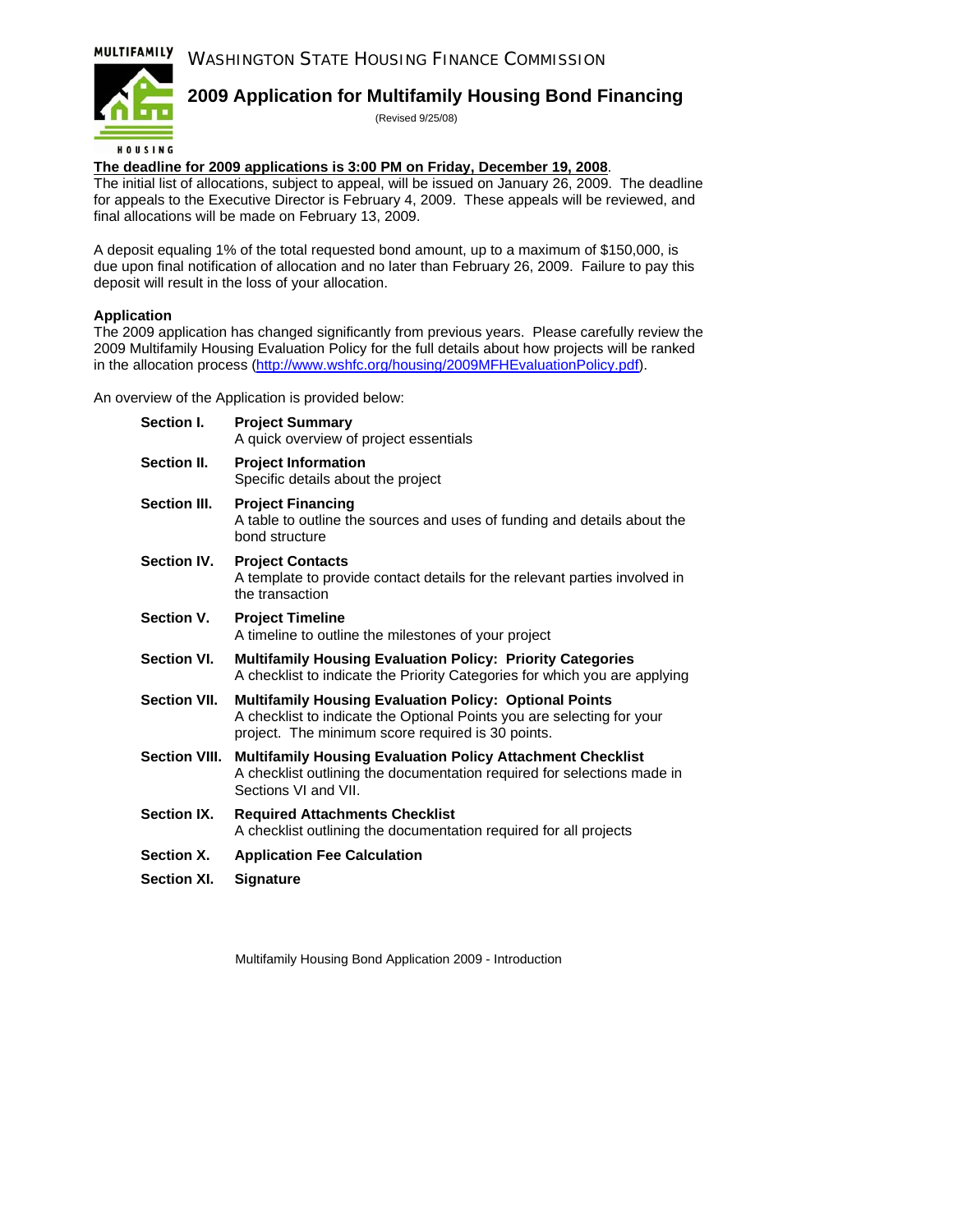MULTIFAMILY HOUSING

# WASHINGTON STATE HOUSING FINANCE COMMISSION

## 2009 Application for Multifamily Housing Bond Financing

(Revised 9/25/08)

**The deadline for 2009 applications is 3:00 PM on Friday, December 19, 2008**.
The initial list of allocations, subject to appeal, will be issued on January 26, 2009. The deadline for appeals to the Executive Director is February 4, 2009. These appeals will be reviewed, and final allocations will be made on February 13, 2009.

A deposit equaling 1% of the total requested bond amount, up to a maximum of $150,000, is due upon final notification of allocation and no later than February 26, 2009. Failure to pay this deposit will result in the loss of your allocation.

**Application**

The 2009 application has changed significantly from previous years. Please carefully review the 2009 Multifamily Housing Evaluation Policy for the full details about how projects will be ranked in the allocation process (http://www.wshfc.org/housing/2009MFHEvaluationPolicy.pdf).

An overview of the Application is provided below:

| | |
|---|---|
| **Section I.** | **Project Summary**<br>A quick overview of project essentials |
| **Section II.** | **Project Information**<br>Specific details about the project |
| **Section III.** | **Project Financing**<br>A table to outline the sources and uses of funding and details about the bond structure |
| **Section IV.** | **Project Contacts**<br>A template to provide contact details for the relevant parties involved in the transaction |
| **Section V.** | **Project Timeline**<br>A timeline to outline the milestones of your project |
| **Section VI.** | **Multifamily Housing Evaluation Policy: Priority Categories**<br>A checklist to indicate the Priority Categories for which you are applying |
| **Section VII.** | **Multifamily Housing Evaluation Policy: Optional Points**<br>A checklist to indicate the Optional Points you are selecting for your project. The minimum score required is 30 points. |
| **Section VIII.** | **Multifamily Housing Evaluation Policy Attachment Checklist**<br>A checklist outlining the documentation required for selections made in Sections VI and VII. |
| **Section IX.** | **Required Attachments Checklist**<br>A checklist outlining the documentation required for all projects |
| **Section X.** | **Application Fee Calculation** |
| **Section XI.** | **Signature** |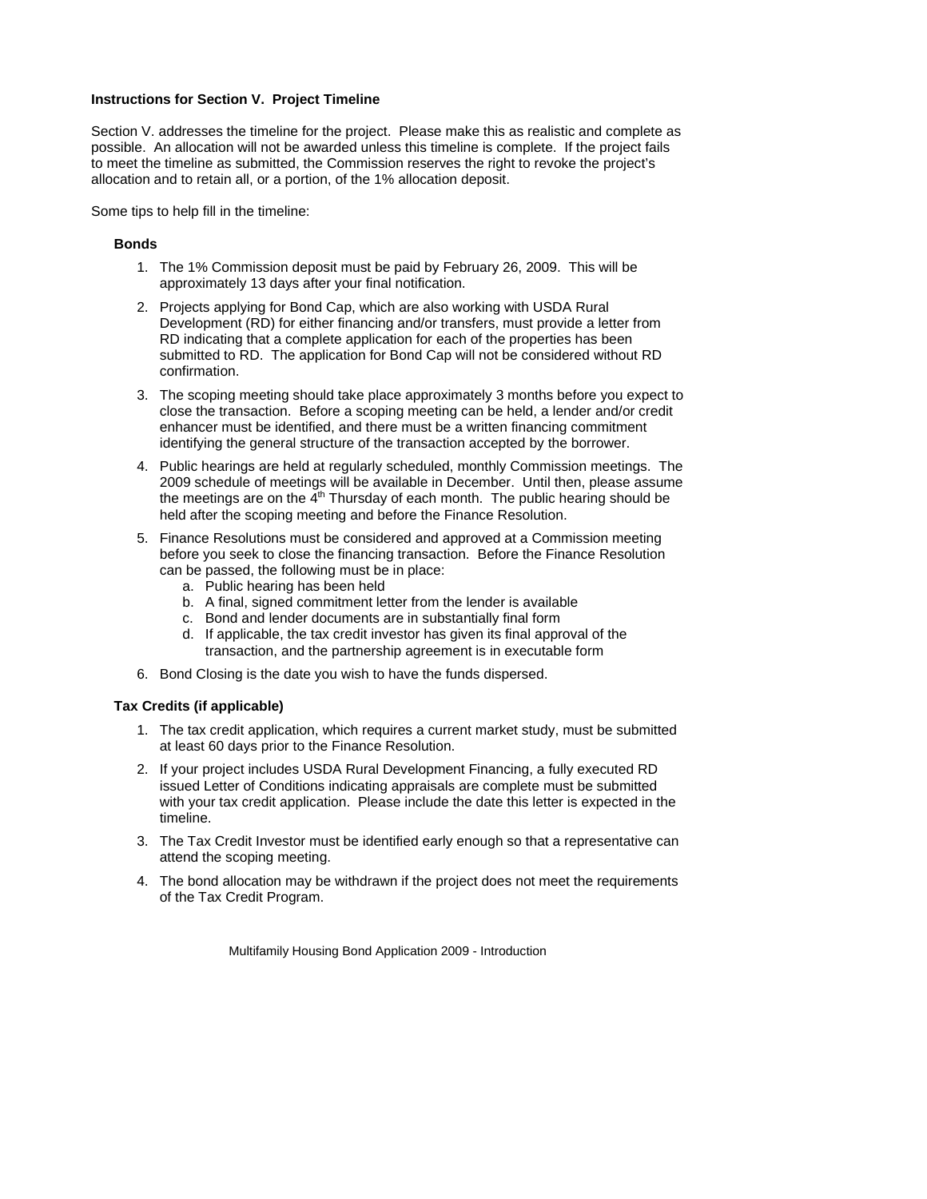**Instructions for Section V. Project Timeline**

Section V. addresses the timeline for the project. Please make this as realistic and complete as possible. An allocation will not be awarded unless this timeline is complete. If the project fails to meet the timeline as submitted, the Commission reserves the right to revoke the project's allocation and to retain all, or a portion, of the 1% allocation deposit.

Some tips to help fill in the timeline:

**Bonds**

1. The 1% Commission deposit must be paid by February 26, 2009. This will be approximately 13 days after your final notification.
2. Projects applying for Bond Cap, which are also working with USDA Rural Development (RD) for either financing and/or transfers, must provide a letter from RD indicating that a complete application for each of the properties has been submitted to RD. The application for Bond Cap will not be considered without RD confirmation.
3. The scoping meeting should take place approximately 3 months before you expect to close the transaction. Before a scoping meeting can be held, a lender and/or credit enhancer must be identified, and there must be a written financing commitment identifying the general structure of the transaction accepted by the borrower.
4. Public hearings are held at regularly scheduled, monthly Commission meetings. The 2009 schedule of meetings will be available in December. Until then, please assume the meetings are on the 4th Thursday of each month. The public hearing should be held after the scoping meeting and before the Finance Resolution.
5. Finance Resolutions must be considered and approved at a Commission meeting before you seek to close the financing transaction. Before the Finance Resolution can be passed, the following must be in place:
   a. Public hearing has been held
   b. A final, signed commitment letter from the lender is available
   c. Bond and lender documents are in substantially final form
   d. If applicable, the tax credit investor has given its final approval of the transaction, and the partnership agreement is in executable form
6. Bond Closing is the date you wish to have the funds dispersed.

**Tax Credits (if applicable)**

1. The tax credit application, which requires a current market study, must be submitted at least 60 days prior to the Finance Resolution.
2. If your project includes USDA Rural Development Financing, a fully executed RD issued Letter of Conditions indicating appraisals are complete must be submitted with your tax credit application. Please include the date this letter is expected in the timeline.
3. The Tax Credit Investor must be identified early enough so that a representative can attend the scoping meeting.
4. The bond allocation may be withdrawn if the project does not meet the requirements of the Tax Credit Program.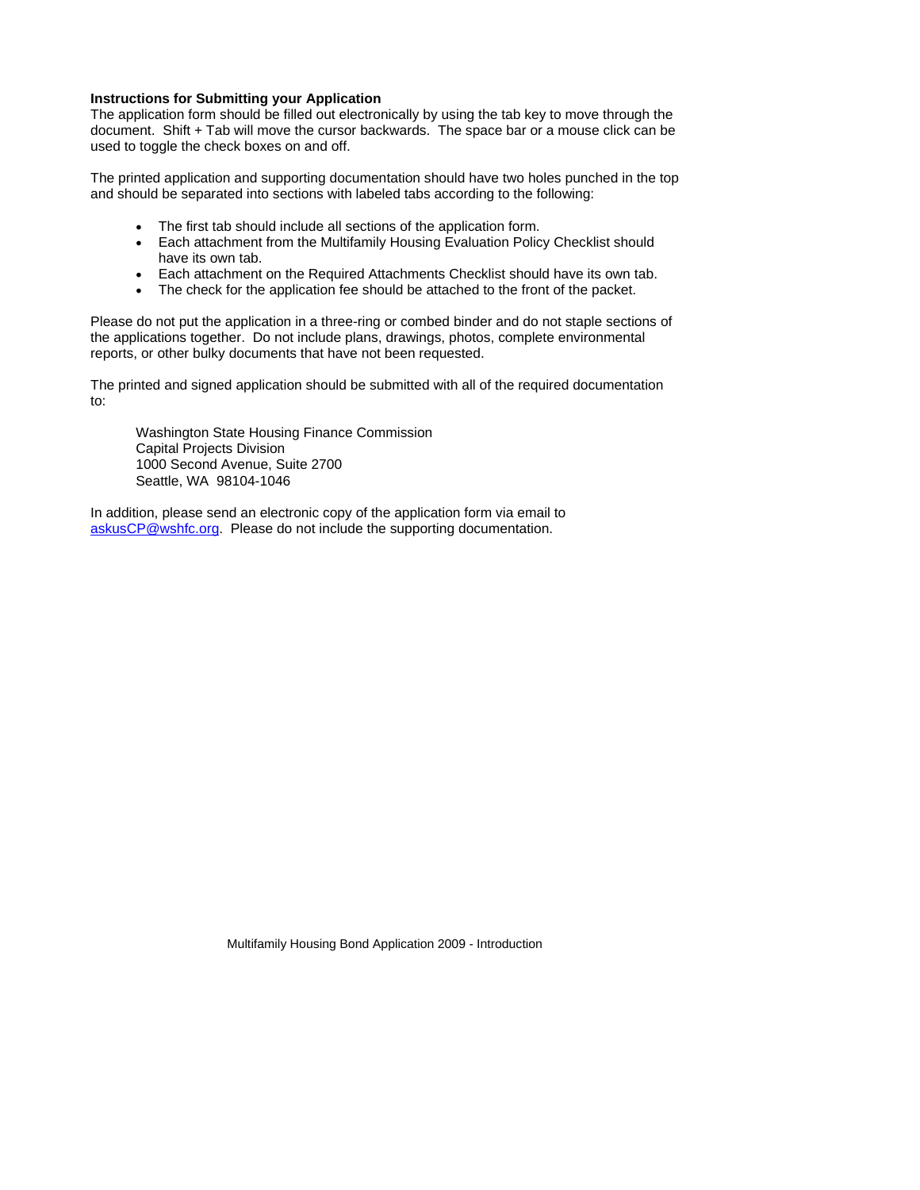**Instructions for Submitting your Application**

The application form should be filled out electronically by using the tab key to move through the document. Shift + Tab will move the cursor backwards. The space bar or a mouse click can be used to toggle the check boxes on and off.

The printed application and supporting documentation should have two holes punched in the top and should be separated into sections with labeled tabs according to the following:

- The first tab should include all sections of the application form.
- Each attachment from the Multifamily Housing Evaluation Policy Checklist should have its own tab.
- Each attachment on the Required Attachments Checklist should have its own tab.
- The check for the application fee should be attached to the front of the packet.

Please do not put the application in a three-ring or combed binder and do not staple sections of the applications together. Do not include plans, drawings, photos, complete environmental reports, or other bulky documents that have not been requested.

The printed and signed application should be submitted with all of the required documentation to:

Washington State Housing Finance Commission
Capital Projects Division
1000 Second Avenue, Suite 2700
Seattle, WA 98104-1046

In addition, please send an electronic copy of the application form via email to askusCP@wshfc.org. Please do not include the supporting documentation.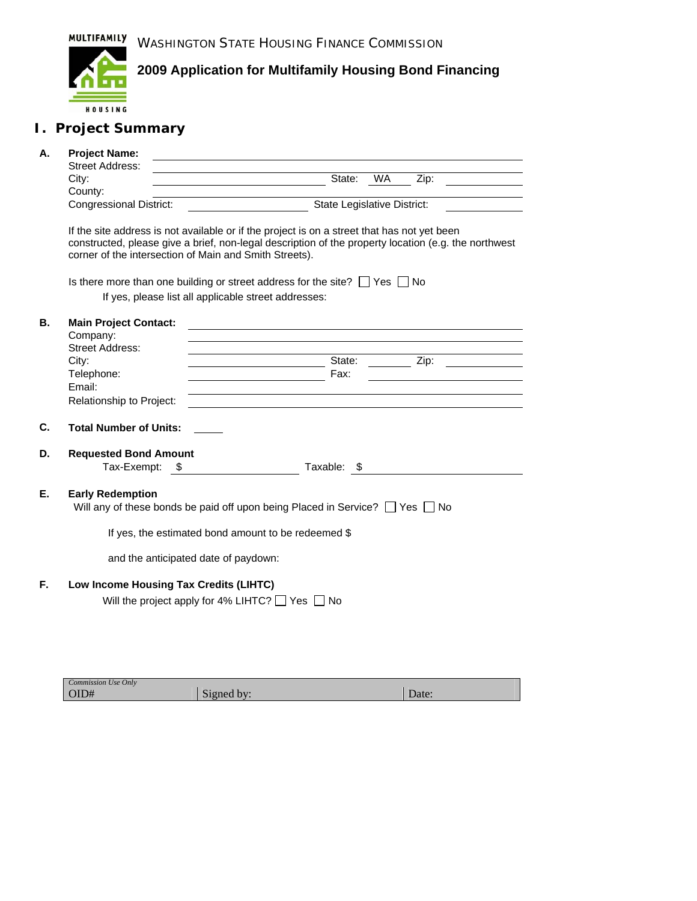MULTIFAMILY

HOUSING

WASHINGTON STATE HOUSING FINANCE COMMISSION

**2009 Application for Multifamily Housing Bond Financing**

# I. Project Summary

**A. Project Name:** ______________________________

Street Address: ______________________________

City: ______________________ State: WA Zip: __________

County: ______________________________

Congressional District: ______________ State Legislative District: __________

If the site address is not available or if the project is on a street that has not yet been constructed, please give a brief, non-legal description of the property location (e.g. the northwest corner of the intersection of Main and Smith Streets).

Is there more than one building or street address for the site? ☐ Yes ☐ No

If yes, please list all applicable street addresses:

**B. Main Project Contact:** ______________________________

Company: ______________________________

Street Address: ______________________________

City: ______________________ State: ________ Zip: __________

Telephone: ______________________ Fax: ______________________

Email: ______________________________

Relationship to Project: ______________________________

**C. Total Number of Units:** _____

**D. Requested Bond Amount**

Tax-Exempt: $ ______________________ Taxable: $ ______________________

**E. Early Redemption**

Will any of these bonds be paid off upon being Placed in Service? ☐ Yes ☐ No

If yes, the estimated bond amount to be redeemed $

and the anticipated date of paydown:

**F. Low Income Housing Tax Credits (LIHTC)**

Will the project apply for 4% LIHTC? ☐ Yes ☐ No

| *Commission Use Only* OID# | Signed by: | Date: |
|---|---|---|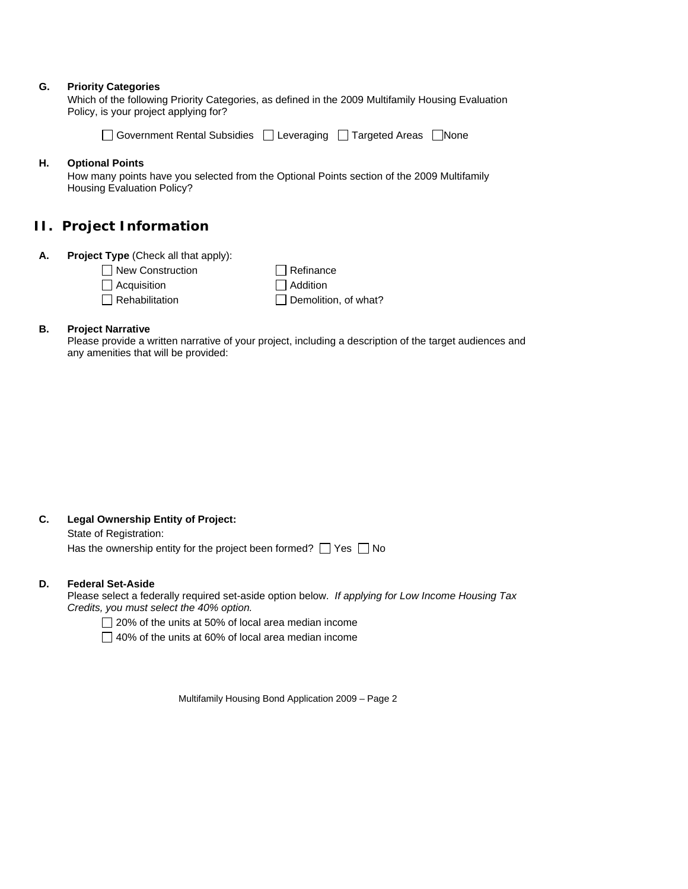**G. Priority Categories**

Which of the following Priority Categories, as defined in the 2009 Multifamily Housing Evaluation Policy, is your project applying for?

☐ Government Rental Subsidies ☐ Leveraging ☐ Targeted Areas ☐ None

**H. Optional Points**

How many points have you selected from the Optional Points section of the 2009 Multifamily Housing Evaluation Policy?

## II. Project Information

**A. Project Type** (Check all that apply):

☐ New Construction
☐ Acquisition
☐ Rehabilitation
☐ Refinance
☐ Addition
☐ Demolition, of what?

**B. Project Narrative**

Please provide a written narrative of your project, including a description of the target audiences and any amenities that will be provided:

**C. Legal Ownership Entity of Project:**

State of Registration:

Has the ownership entity for the project been formed? ☐ Yes ☐ No

**D. Federal Set-Aside**

Please select a federally required set-aside option below. *If applying for Low Income Housing Tax Credits, you must select the 40% option.*

☐ 20% of the units at 50% of local area median income

☐ 40% of the units at 60% of local area median income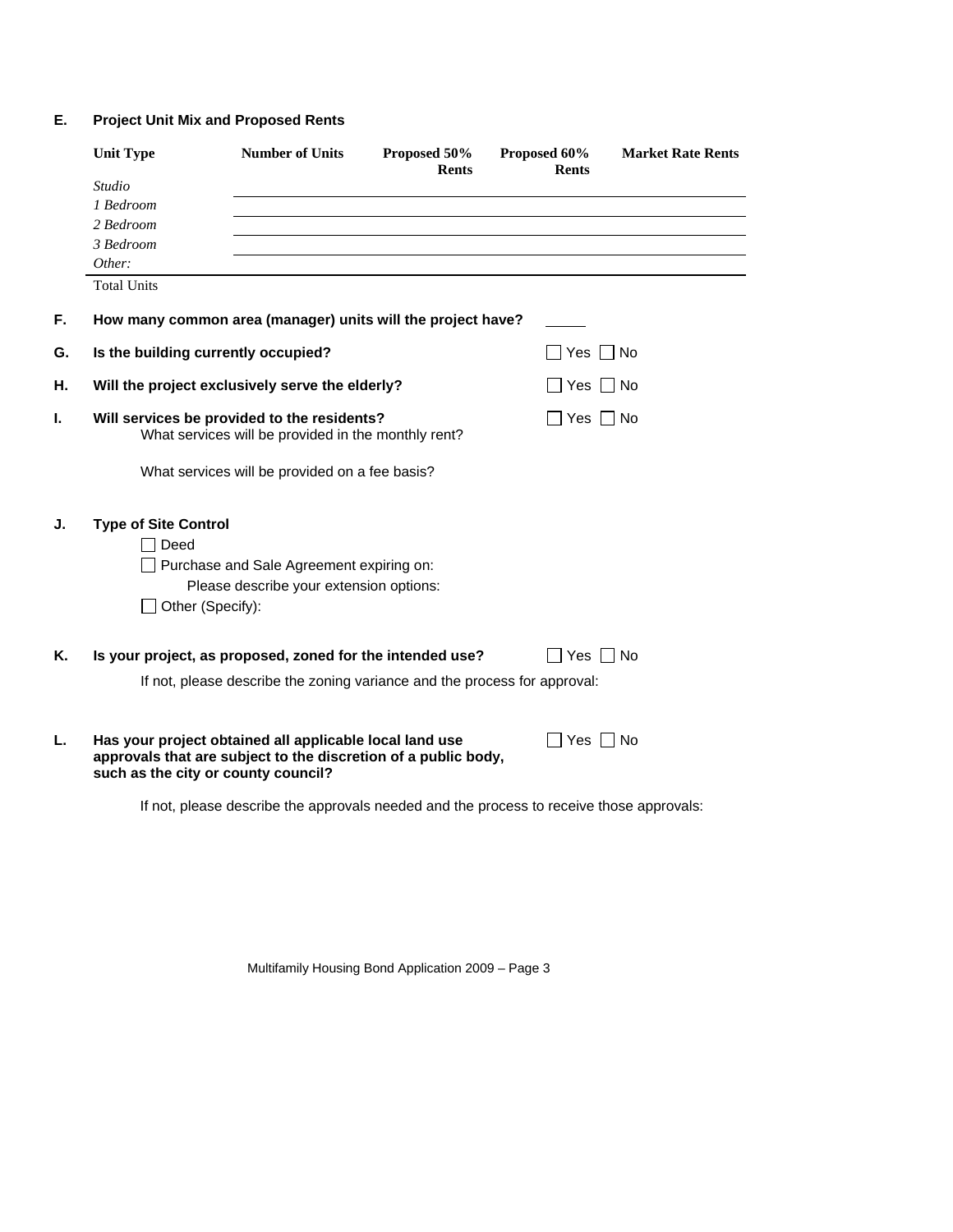**E. Project Unit Mix and Proposed Rents**

| Unit Type | Number of Units | Proposed 50% Rents | Proposed 60% Rents | Market Rate Rents |
|---|---|---|---|---|
| *Studio* | | | | |
| *1 Bedroom* | | | | |
| *2 Bedroom* | | | | |
| *3 Bedroom* | | | | |
| *Other:* | | | | |
| Total Units | | | | |

**F. How many common area (manager) units will the project have?** _____

**G. Is the building currently occupied?** ☐ Yes ☐ No

**H. Will the project exclusively serve the elderly?** ☐ Yes ☐ No

**I. Will services be provided to the residents?** ☐ Yes ☐ No

What services will be provided in the monthly rent?

What services will be provided on a fee basis?

**J. Type of Site Control**

☐ Deed

☐ Purchase and Sale Agreement expiring on:

Please describe your extension options:

☐ Other (Specify):

**K. Is your project, as proposed, zoned for the intended use?** ☐ Yes ☐ No

If not, please describe the zoning variance and the process for approval:

**L. Has your project obtained all applicable local land use approvals that are subject to the discretion of a public body, such as the city or county council?** ☐ Yes ☐ No

If not, please describe the approvals needed and the process to receive those approvals: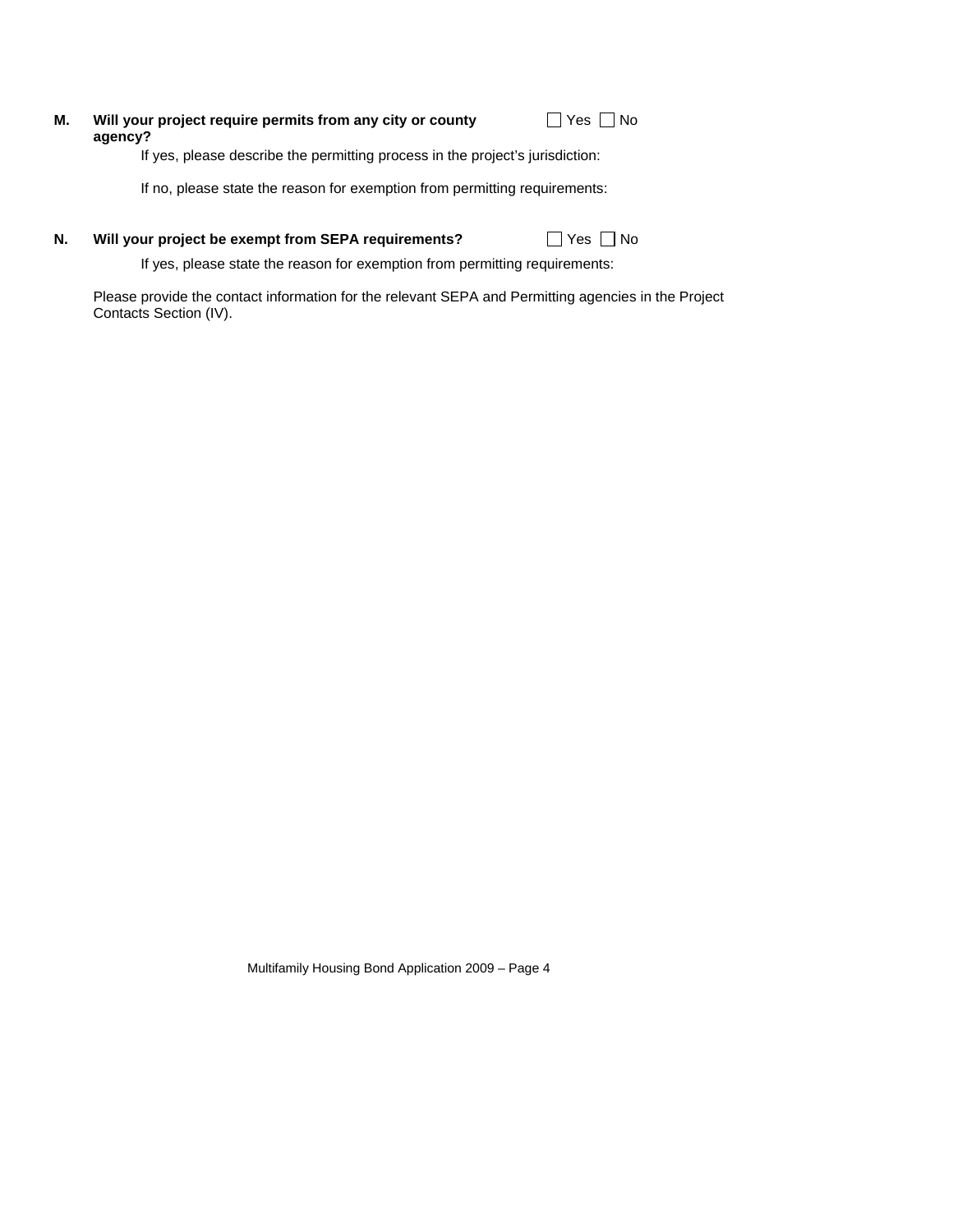**M. Will your project require permits from any city or county agency?** ☐ Yes ☐ No

If yes, please describe the permitting process in the project's jurisdiction:

If no, please state the reason for exemption from permitting requirements:

**N. Will your project be exempt from SEPA requirements?** ☐ Yes ☐ No

If yes, please state the reason for exemption from permitting requirements:

Please provide the contact information for the relevant SEPA and Permitting agencies in the Project Contacts Section (IV).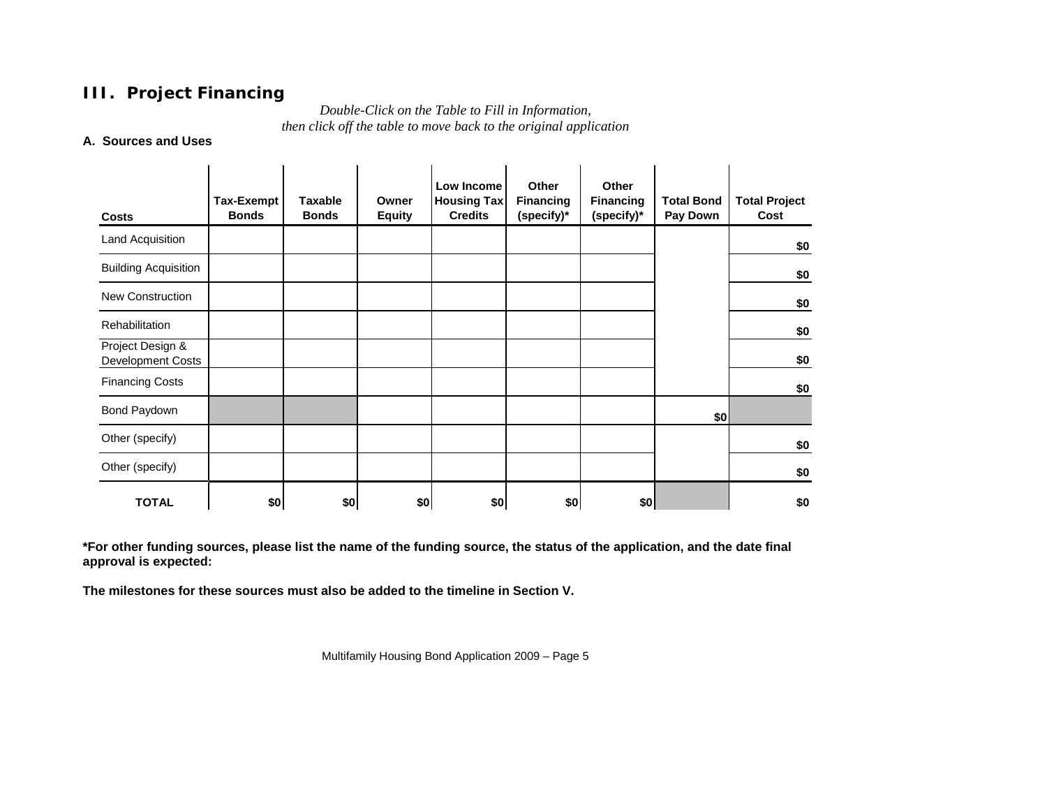## III. Project Financing

*Double-Click on the Table to Fill in Information, then click off the table to move back to the original application*

**A. Sources and Uses**

| Costs | Tax-Exempt Bonds | Taxable Bonds | Owner Equity | Low Income Housing Tax Credits | Other Financing (specify)* | Other Financing (specify)* | Total Bond Pay Down | Total Project Cost |
|---|---|---|---|---|---|---|---|---|
| Land Acquisition | | | | | | | | $0 |
| Building Acquisition | | | | | | | | $0 |
| New Construction | | | | | | | | $0 |
| Rehabilitation | | | | | | | | $0 |
| Project Design & Development Costs | | | | | | | | $0 |
| Financing Costs | | | | | | | | $0 |
| Bond Paydown | | | | | | | $0 | |
| Other (specify) | | | | | | | | $0 |
| Other (specify) | | | | | | | | $0 |
| **TOTAL** | $0 | $0 | $0 | $0 | $0 | $0 | | $0 |

**\*For other funding sources, please list the name of the funding source, the status of the application, and the date final approval is expected:**

**The milestones for these sources must also be added to the timeline in Section V.**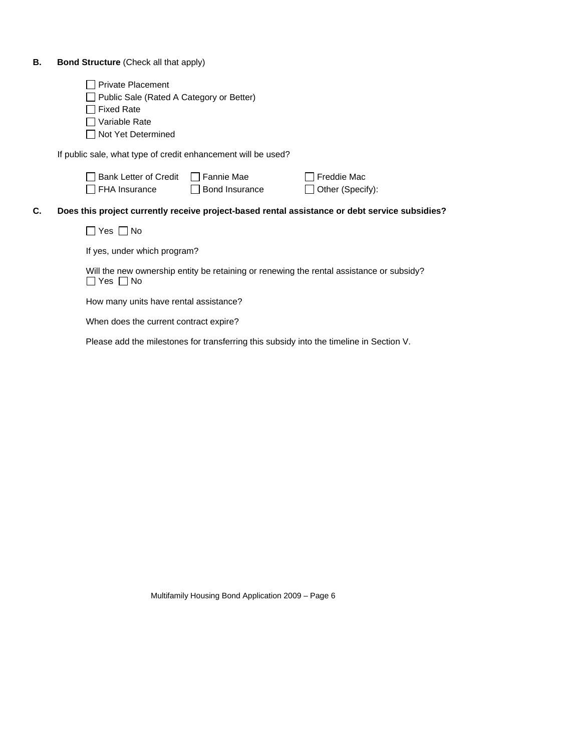**B. Bond Structure** (Check all that apply)

- ☐ Private Placement
- ☐ Public Sale (Rated A Category or Better)
- ☐ Fixed Rate
- ☐ Variable Rate
- ☐ Not Yet Determined

If public sale, what type of credit enhancement will be used?

| | | |
|---|---|---|
| ☐ Bank Letter of Credit | ☐ Fannie Mae | ☐ Freddie Mac |
| ☐ FHA Insurance | ☐ Bond Insurance | ☐ Other (Specify): |

**C. Does this project currently receive project-based rental assistance or debt service subsidies?**

☐ Yes ☐ No

If yes, under which program?

Will the new ownership entity be retaining or renewing the rental assistance or subsidy?
☐ Yes ☐ No

How many units have rental assistance?

When does the current contract expire?

Please add the milestones for transferring this subsidy into the timeline in Section V.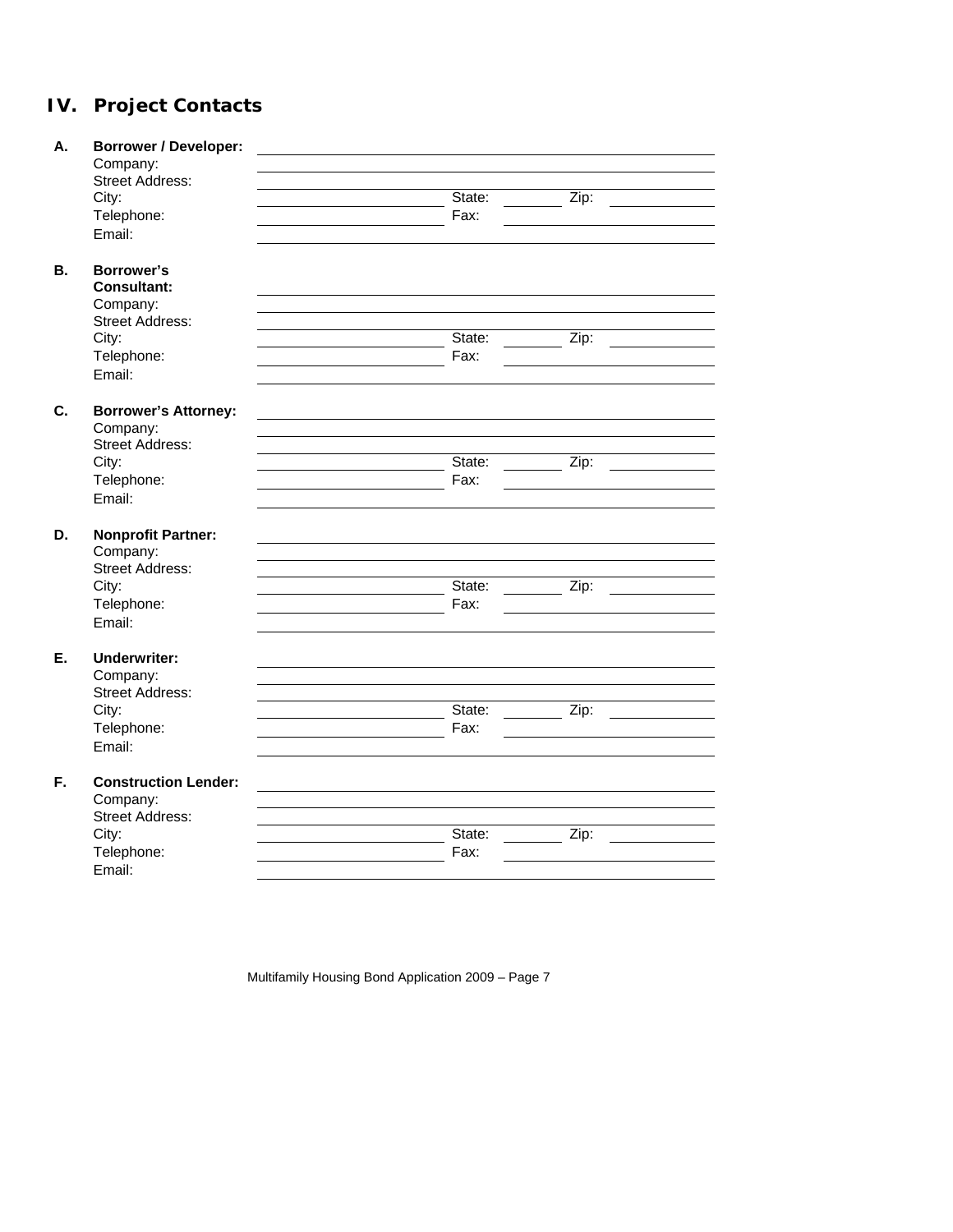## IV. Project Contacts

**A. Borrower / Developer:** \_\_\_\_\_\_\_\_\_\_\_\_\_\_\_\_\_\_\_\_\_\_\_\_\_\_\_\_\_\_

Company: \_\_\_\_\_\_\_\_\_\_\_\_\_\_\_\_\_\_\_\_\_\_\_\_\_\_\_\_\_\_

Street Address: \_\_\_\_\_\_\_\_\_\_\_\_\_\_\_\_\_\_\_\_\_\_\_\_\_\_\_\_\_\_

City: \_\_\_\_\_\_\_\_\_\_\_\_\_\_\_ State: \_\_\_\_\_\_ Zip: \_\_\_\_\_\_\_\_

Telephone: \_\_\_\_\_\_\_\_\_\_\_\_\_\_\_ Fax: \_\_\_\_\_\_\_\_\_\_\_\_\_\_\_

Email: \_\_\_\_\_\_\_\_\_\_\_\_\_\_\_\_\_\_\_\_\_\_\_\_\_\_\_\_\_\_

**B. Borrower's Consultant:** \_\_\_\_\_\_\_\_\_\_\_\_\_\_\_\_\_\_\_\_\_\_\_\_\_\_\_\_\_\_

Company: \_\_\_\_\_\_\_\_\_\_\_\_\_\_\_\_\_\_\_\_\_\_\_\_\_\_\_\_\_\_

Street Address: \_\_\_\_\_\_\_\_\_\_\_\_\_\_\_\_\_\_\_\_\_\_\_\_\_\_\_\_\_\_

City: \_\_\_\_\_\_\_\_\_\_\_\_\_\_\_ State: \_\_\_\_\_\_ Zip: \_\_\_\_\_\_\_\_

Telephone: \_\_\_\_\_\_\_\_\_\_\_\_\_\_\_ Fax: \_\_\_\_\_\_\_\_\_\_\_\_\_\_\_

Email: \_\_\_\_\_\_\_\_\_\_\_\_\_\_\_\_\_\_\_\_\_\_\_\_\_\_\_\_\_\_

**C. Borrower's Attorney:** \_\_\_\_\_\_\_\_\_\_\_\_\_\_\_\_\_\_\_\_\_\_\_\_\_\_\_\_\_\_

Company: \_\_\_\_\_\_\_\_\_\_\_\_\_\_\_\_\_\_\_\_\_\_\_\_\_\_\_\_\_\_

Street Address: \_\_\_\_\_\_\_\_\_\_\_\_\_\_\_\_\_\_\_\_\_\_\_\_\_\_\_\_\_\_

City: \_\_\_\_\_\_\_\_\_\_\_\_\_\_\_ State: \_\_\_\_\_\_ Zip: \_\_\_\_\_\_\_\_

Telephone: \_\_\_\_\_\_\_\_\_\_\_\_\_\_\_ Fax: \_\_\_\_\_\_\_\_\_\_\_\_\_\_\_

Email: \_\_\_\_\_\_\_\_\_\_\_\_\_\_\_\_\_\_\_\_\_\_\_\_\_\_\_\_\_\_

**D. Nonprofit Partner:** \_\_\_\_\_\_\_\_\_\_\_\_\_\_\_\_\_\_\_\_\_\_\_\_\_\_\_\_\_\_

Company: \_\_\_\_\_\_\_\_\_\_\_\_\_\_\_\_\_\_\_\_\_\_\_\_\_\_\_\_\_\_

Street Address: \_\_\_\_\_\_\_\_\_\_\_\_\_\_\_\_\_\_\_\_\_\_\_\_\_\_\_\_\_\_

City: \_\_\_\_\_\_\_\_\_\_\_\_\_\_\_ State: \_\_\_\_\_\_ Zip: \_\_\_\_\_\_\_\_

Telephone: \_\_\_\_\_\_\_\_\_\_\_\_\_\_\_ Fax: \_\_\_\_\_\_\_\_\_\_\_\_\_\_\_

Email: \_\_\_\_\_\_\_\_\_\_\_\_\_\_\_\_\_\_\_\_\_\_\_\_\_\_\_\_\_\_

**E. Underwriter:** \_\_\_\_\_\_\_\_\_\_\_\_\_\_\_\_\_\_\_\_\_\_\_\_\_\_\_\_\_\_

Company: \_\_\_\_\_\_\_\_\_\_\_\_\_\_\_\_\_\_\_\_\_\_\_\_\_\_\_\_\_\_

Street Address: \_\_\_\_\_\_\_\_\_\_\_\_\_\_\_\_\_\_\_\_\_\_\_\_\_\_\_\_\_\_

City: \_\_\_\_\_\_\_\_\_\_\_\_\_\_\_ State: \_\_\_\_\_\_ Zip: \_\_\_\_\_\_\_\_

Telephone: \_\_\_\_\_\_\_\_\_\_\_\_\_\_\_ Fax: \_\_\_\_\_\_\_\_\_\_\_\_\_\_\_

Email: \_\_\_\_\_\_\_\_\_\_\_\_\_\_\_\_\_\_\_\_\_\_\_\_\_\_\_\_\_\_

**F. Construction Lender:** \_\_\_\_\_\_\_\_\_\_\_\_\_\_\_\_\_\_\_\_\_\_\_\_\_\_\_\_\_\_

Company: \_\_\_\_\_\_\_\_\_\_\_\_\_\_\_\_\_\_\_\_\_\_\_\_\_\_\_\_\_\_

Street Address: \_\_\_\_\_\_\_\_\_\_\_\_\_\_\_\_\_\_\_\_\_\_\_\_\_\_\_\_\_\_

City: \_\_\_\_\_\_\_\_\_\_\_\_\_\_\_ State: \_\_\_\_\_\_ Zip: \_\_\_\_\_\_\_\_

Telephone: \_\_\_\_\_\_\_\_\_\_\_\_\_\_\_ Fax: \_\_\_\_\_\_\_\_\_\_\_\_\_\_\_

Email: \_\_\_\_\_\_\_\_\_\_\_\_\_\_\_\_\_\_\_\_\_\_\_\_\_\_\_\_\_\_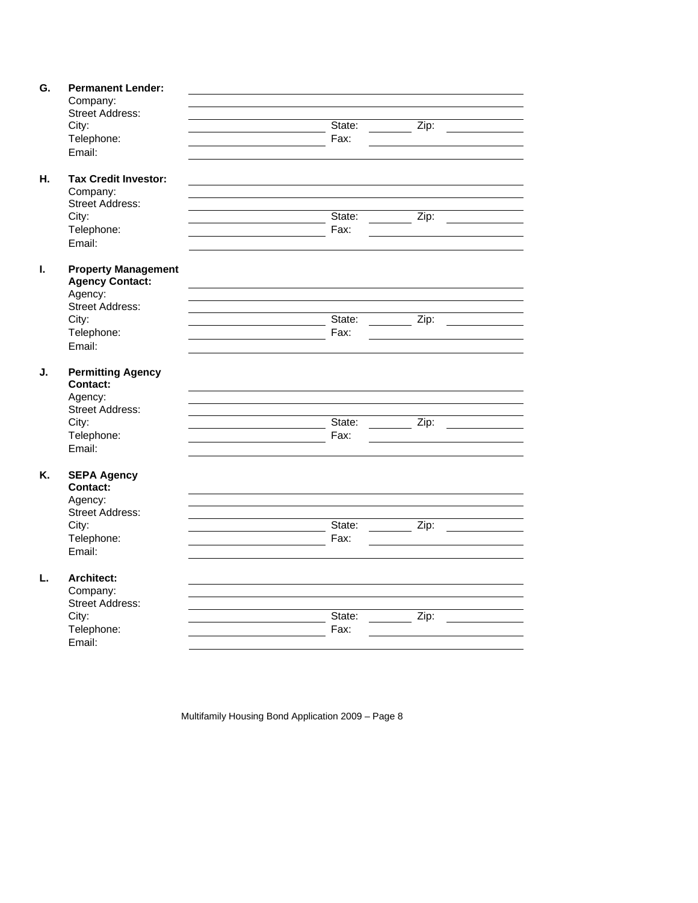**G. Permanent Lender:** ______________________________

Company: ______________________________

Street Address: ______________________________

City: ______________ State: ________ Zip: ________

Telephone: ______________ Fax: ______________

Email: ______________________________

**H. Tax Credit Investor:** ______________________________

Company: ______________________________

Street Address: ______________________________

City: ______________ State: ________ Zip: ________

Telephone: ______________ Fax: ______________

Email: ______________________________

**I. Property Management Agency Contact:** ______________________________

Agency: ______________________________

Street Address: ______________________________

City: ______________ State: ________ Zip: ________

Telephone: ______________ Fax: ______________

Email: ______________________________

**J. Permitting Agency Contact:** ______________________________

Agency: ______________________________

Street Address: ______________________________

City: ______________ State: ________ Zip: ________

Telephone: ______________ Fax: ______________

Email: ______________________________

**K. SEPA Agency Contact:** ______________________________

Agency: ______________________________

Street Address: ______________________________

City: ______________ State: ________ Zip: ________

Telephone: ______________ Fax: ______________

Email: ______________________________

**L. Architect:** ______________________________

Company: ______________________________

Street Address: ______________________________

City: ______________ State: ________ Zip: ________

Telephone: ______________ Fax: ______________

Email: ______________________________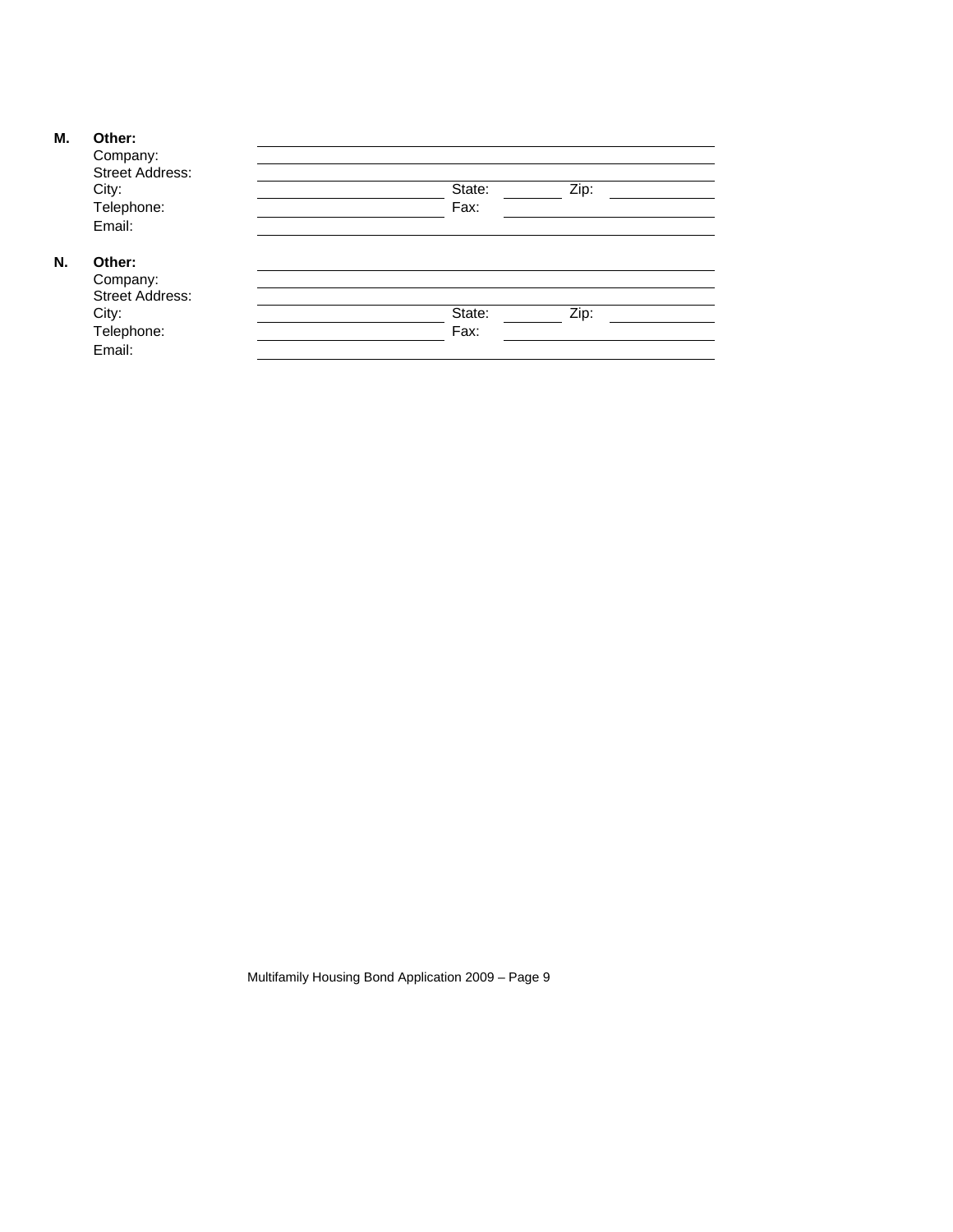**M. Other:**

Company:

Street Address:

City: State: Zip:

Telephone: Fax:

Email:

**N. Other:**

Company:

Street Address:

City: State: Zip:

Telephone: Fax:

Email: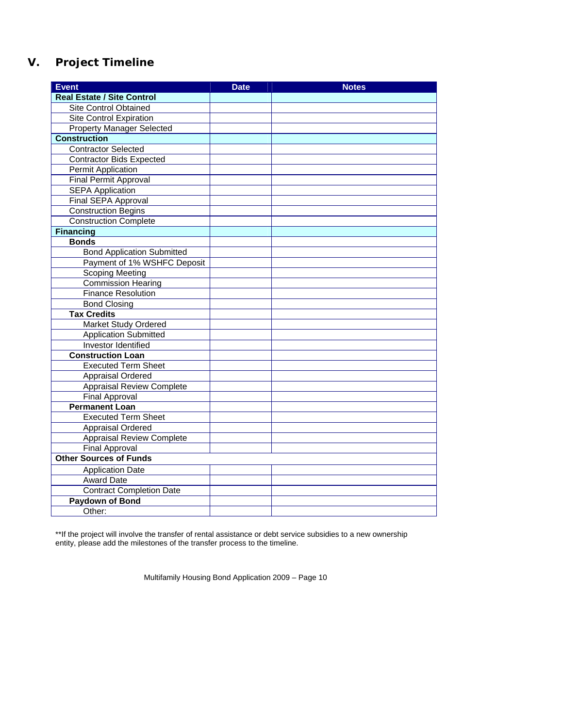## V. Project Timeline

| Event | Date | Notes |
|---|---|---|
| **Real Estate / Site Control** | | |
| Site Control Obtained | | |
| Site Control Expiration | | |
| Property Manager Selected | | |
| **Construction** | | |
| Contractor Selected | | |
| Contractor Bids Expected | | |
| Permit Application | | |
| Final Permit Approval | | |
| SEPA Application | | |
| Final SEPA Approval | | |
| Construction Begins | | |
| Construction Complete | | |
| **Financing** | | |
| **Bonds** | | |
| Bond Application Submitted | | |
| Payment of 1% WSHFC Deposit | | |
| Scoping Meeting | | |
| Commission Hearing | | |
| Finance Resolution | | |
| Bond Closing | | |
| **Tax Credits** | | |
| Market Study Ordered | | |
| Application Submitted | | |
| Investor Identified | | |
| **Construction Loan** | | |
| Executed Term Sheet | | |
| Appraisal Ordered | | |
| Appraisal Review Complete | | |
| Final Approval | | |
| **Permanent Loan** | | |
| Executed Term Sheet | | |
| Appraisal Ordered | | |
| Appraisal Review Complete | | |
| Final Approval | | |
| **Other Sources of Funds** | | |
| Application Date | | |
| Award Date | | |
| Contract Completion Date | | |
| **Paydown of Bond** | | |
| Other: | | |

**If the project will involve the transfer of rental assistance or debt service subsidies to a new ownership entity, please add the milestones of the transfer process to the timeline.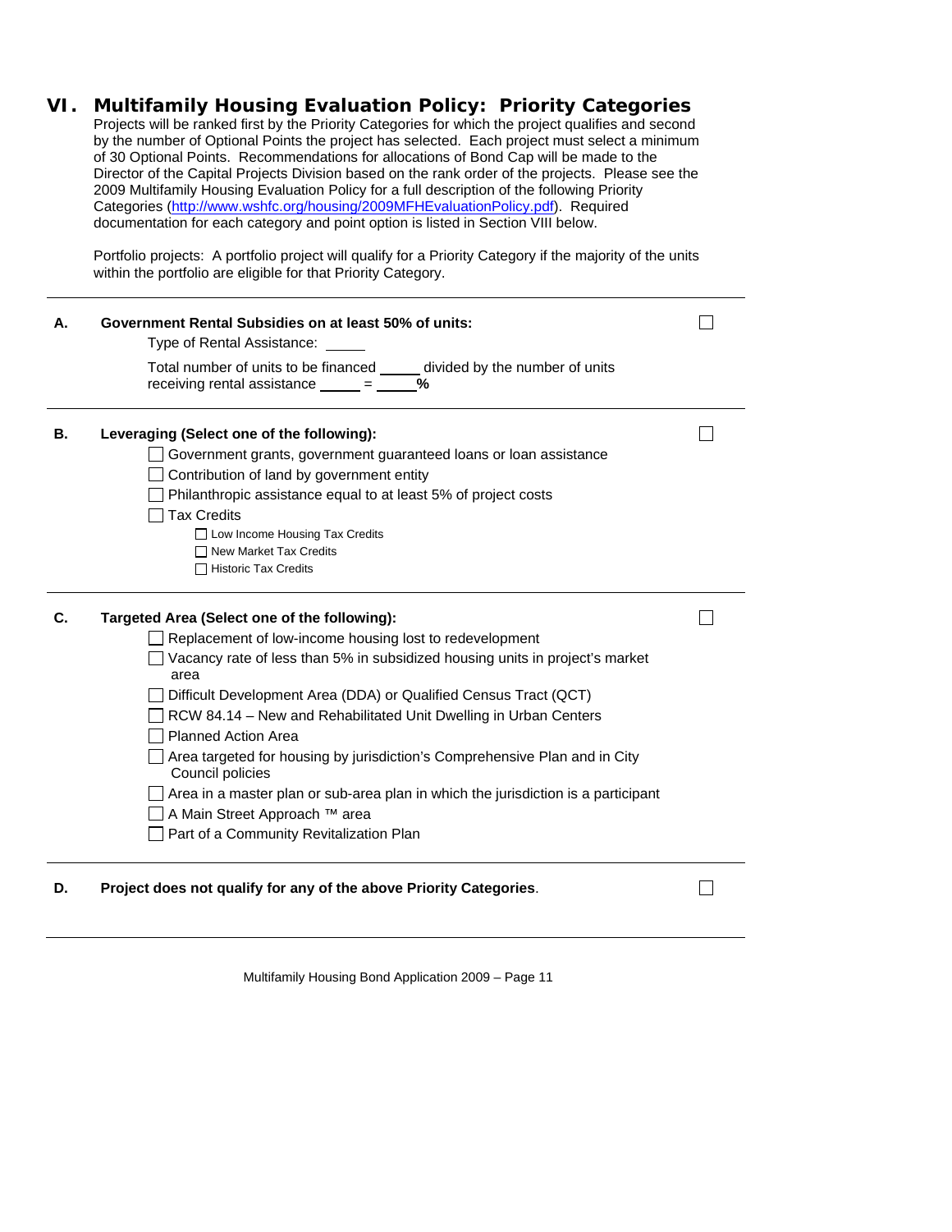## VI. Multifamily Housing Evaluation Policy: Priority Categories

Projects will be ranked first by the Priority Categories for which the project qualifies and second by the number of Optional Points the project has selected. Each project must select a minimum of 30 Optional Points. Recommendations for allocations of Bond Cap will be made to the Director of the Capital Projects Division based on the rank order of the projects. Please see the 2009 Multifamily Housing Evaluation Policy for a full description of the following Priority Categories (http://www.wshfc.org/housing/2009MFHEvaluationPolicy.pdf). Required documentation for each category and point option is listed in Section VIII below.

Portfolio projects: A portfolio project will qualify for a Priority Category if the majority of the units within the portfolio are eligible for that Priority Category.

---

**A. Government Rental Subsidies on at least 50% of units:** ☐

Type of Rental Assistance: _____

Total number of units to be financed _____ divided by the number of units receiving rental assistance _____ = _____**%**

---

**B. Leveraging (Select one of the following):** ☐

- ☐ Government grants, government guaranteed loans or loan assistance
- ☐ Contribution of land by government entity
- ☐ Philanthropic assistance equal to at least 5% of project costs
- ☐ Tax Credits
  - ☐ Low Income Housing Tax Credits
  - ☐ New Market Tax Credits
  - ☐ Historic Tax Credits

---

**C. Targeted Area (Select one of the following):** ☐

- ☐ Replacement of low-income housing lost to redevelopment
- ☐ Vacancy rate of less than 5% in subsidized housing units in project's market area
- ☐ Difficult Development Area (DDA) or Qualified Census Tract (QCT)
- ☐ RCW 84.14 – New and Rehabilitated Unit Dwelling in Urban Centers
- ☐ Planned Action Area
- ☐ Area targeted for housing by jurisdiction's Comprehensive Plan and in City Council policies
- ☐ Area in a master plan or sub-area plan in which the jurisdiction is a participant
- ☐ A Main Street Approach ™ area
- ☐ Part of a Community Revitalization Plan

---

**D. Project does not qualify for any of the above Priority Categories**. ☐

---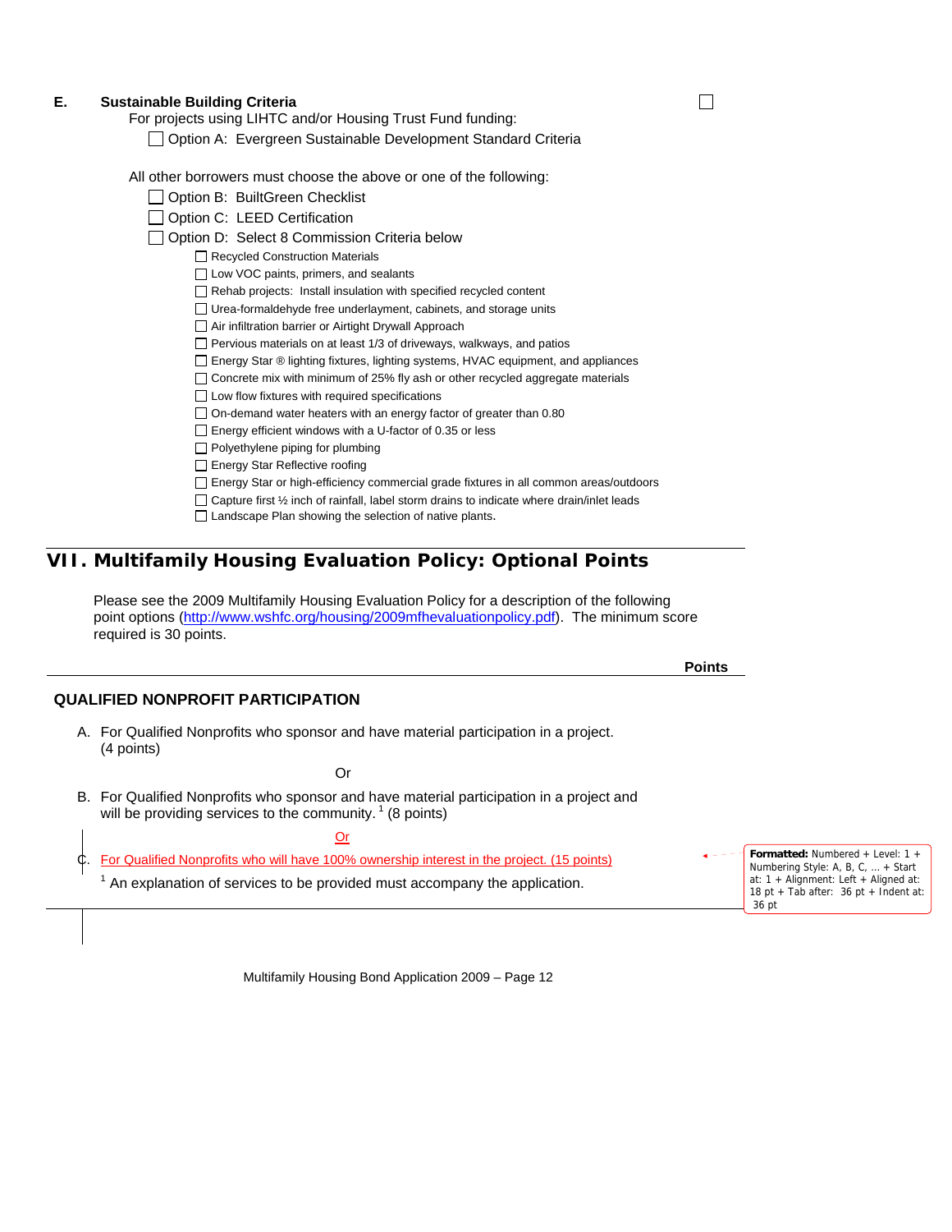**E. Sustainable Building Criteria** ☐

For projects using LIHTC and/or Housing Trust Fund funding:

- ☐ Option A: Evergreen Sustainable Development Standard Criteria

All other borrowers must choose the above or one of the following:

- ☐ Option B: BuiltGreen Checklist
- ☐ Option C: LEED Certification
- ☐ Option D: Select 8 Commission Criteria below
  - ☐ Recycled Construction Materials
  - ☐ Low VOC paints, primers, and sealants
  - ☐ Rehab projects: Install insulation with specified recycled content
  - ☐ Urea-formaldehyde free underlayment, cabinets, and storage units
  - ☐ Air infiltration barrier or Airtight Drywall Approach
  - ☐ Pervious materials on at least 1/3 of driveways, walkways, and patios
  - ☐ Energy Star ® lighting fixtures, lighting systems, HVAC equipment, and appliances
  - ☐ Concrete mix with minimum of 25% fly ash or other recycled aggregate materials
  - ☐ Low flow fixtures with required specifications
  - ☐ On-demand water heaters with an energy factor of greater than 0.80
  - ☐ Energy efficient windows with a U-factor of 0.35 or less
  - ☐ Polyethylene piping for plumbing
  - ☐ Energy Star Reflective roofing
  - ☐ Energy Star or high-efficiency commercial grade fixtures in all common areas/outdoors
  - ☐ Capture first ½ inch of rainfall, label storm drains to indicate where drain/inlet leads
  - ☐ Landscape Plan showing the selection of native plants.

## VII. Multifamily Housing Evaluation Policy: Optional Points

Please see the 2009 Multifamily Housing Evaluation Policy for a description of the following point options (http://www.wshfc.org/housing/2009mfhevaluationpolicy.pdf). The minimum score required is 30 points.

**Points**

### QUALIFIED NONPROFIT PARTICIPATION

A. For Qualified Nonprofits who sponsor and have material participation in a project. (4 points)

Or

B. For Qualified Nonprofits who sponsor and have material participation in a project and will be providing services to the community.[1] (8 points)

Or

C. For Qualified Nonprofits who will have 100% ownership interest in the project. (15 points)

[1] An explanation of services to be provided must accompany the application.

Formatted: Numbered + Level: 1 + Numbering Style: A, B, C, … + Start at: 1 + Alignment: Left + Aligned at: 18 pt + Tab after: 36 pt + Indent at: 36 pt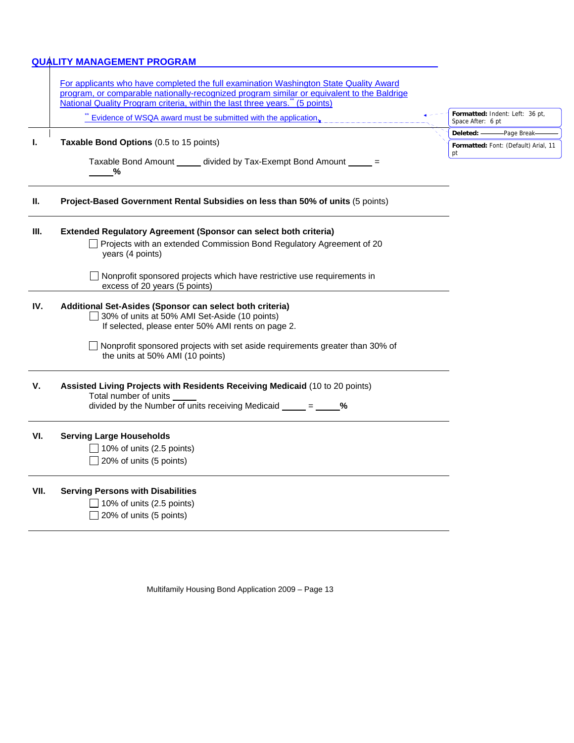## QUALITY MANAGEMENT PROGRAM

For applicants who have completed the full examination Washington State Quality Award program, or comparable nationally-recognized program similar or equivalent to the Baldrige National Quality Program criteria, within the last three years.** (5 points)

** Evidence of WSQA award must be submitted with the application.

**I. Taxable Bond Options** (0.5 to 15 points)

Taxable Bond Amount _____ divided by Tax-Exempt Bond Amount _____ = _____**%**

**II. Project-Based Government Rental Subsidies on less than 50% of units** (5 points)

**III. Extended Regulatory Agreement (Sponsor can select both criteria)**

☐ Projects with an extended Commission Bond Regulatory Agreement of 20 years (4 points)

☐ Nonprofit sponsored projects which have restrictive use requirements in excess of 20 years (5 points)

**IV. Additional Set-Asides (Sponsor can select both criteria)**

☐ 30% of units at 50% AMI Set-Aside (10 points)
If selected, please enter 50% AMI rents on page 2.

☐ Nonprofit sponsored projects with set aside requirements greater than 30% of the units at 50% AMI (10 points)

**V. Assisted Living Projects with Residents Receiving Medicaid** (10 to 20 points)

Total number of units _____
divided by the Number of units receiving Medicaid _____ = _____**%**

**VI. Serving Large Households**

☐ 10% of units (2.5 points)
☐ 20% of units (5 points)

**VII. Serving Persons with Disabilities**

☐ 10% of units (2.5 points)
☐ 20% of units (5 points)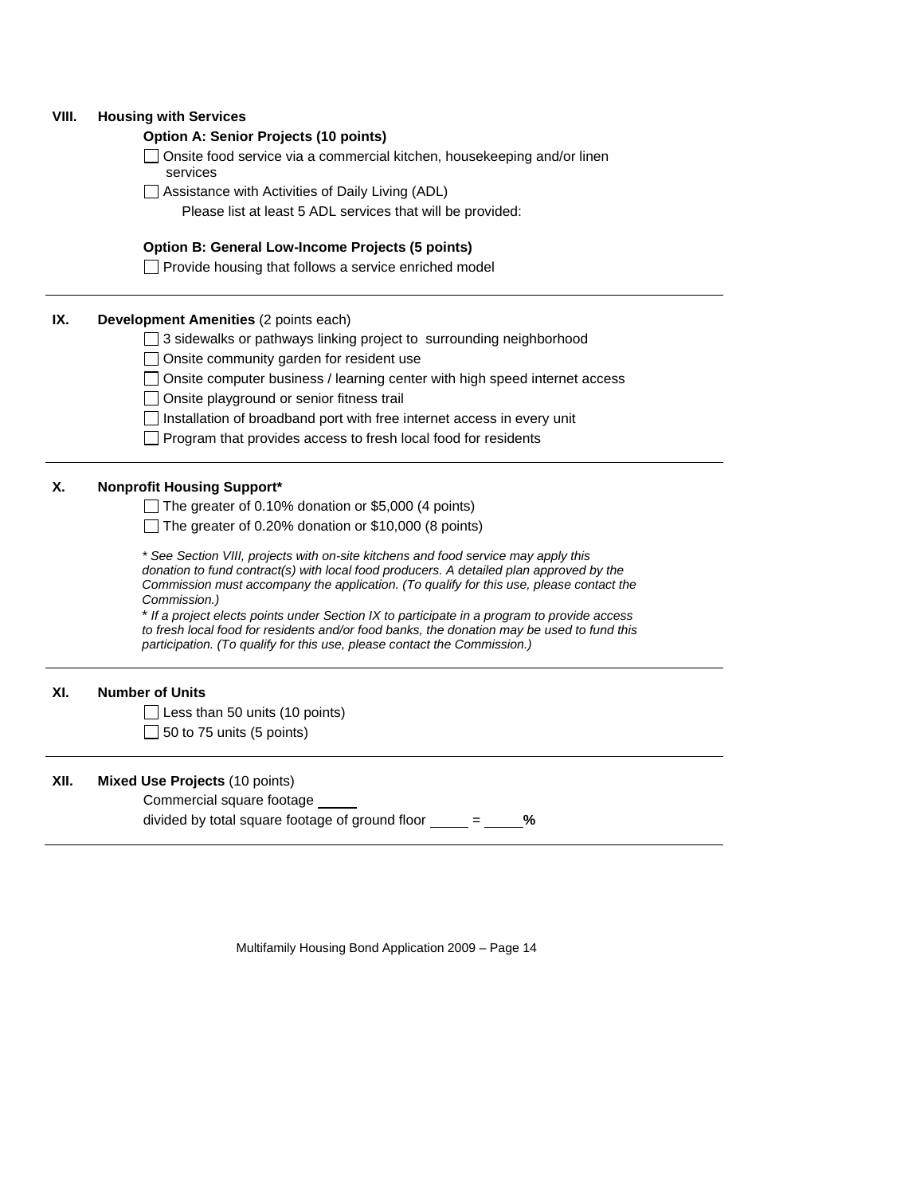**VIII. Housing with Services**

**Option A: Senior Projects (10 points)**

- [ ] Onsite food service via a commercial kitchen, housekeeping and/or linen services
- [ ] Assistance with Activities of Daily Living (ADL)

Please list at least 5 ADL services that will be provided:

**Option B: General Low-Income Projects (5 points)**

- [ ] Provide housing that follows a service enriched model

---

**IX. Development Amenities** (2 points each)

- [ ] 3 sidewalks or pathways linking project to surrounding neighborhood
- [ ] Onsite community garden for resident use
- [ ] Onsite computer business / learning center with high speed internet access
- [ ] Onsite playground or senior fitness trail
- [ ] Installation of broadband port with free internet access in every unit
- [ ] Program that provides access to fresh local food for residents

---

**X. Nonprofit Housing Support***

- [ ] The greater of 0.10% donation or $5,000 (4 points)
- [ ] The greater of 0.20% donation or $10,000 (8 points)

*\* See Section VIII, projects with on-site kitchens and food service may apply this donation to fund contract(s) with local food producers. A detailed plan approved by the Commission must accompany the application. (To qualify for this use, please contact the Commission.)*

\* *If a project elects points under Section IX to participate in a program to provide access to fresh local food for residents and/or food banks, the donation may be used to fund this participation. (To qualify for this use, please contact the Commission.)*

---

**XI. Number of Units**

- [ ] Less than 50 units (10 points)
- [ ] 50 to 75 units (5 points)

---

**XII. Mixed Use Projects** (10 points)

Commercial square footage _____

divided by total square footage of ground floor _____ = _____**%**

---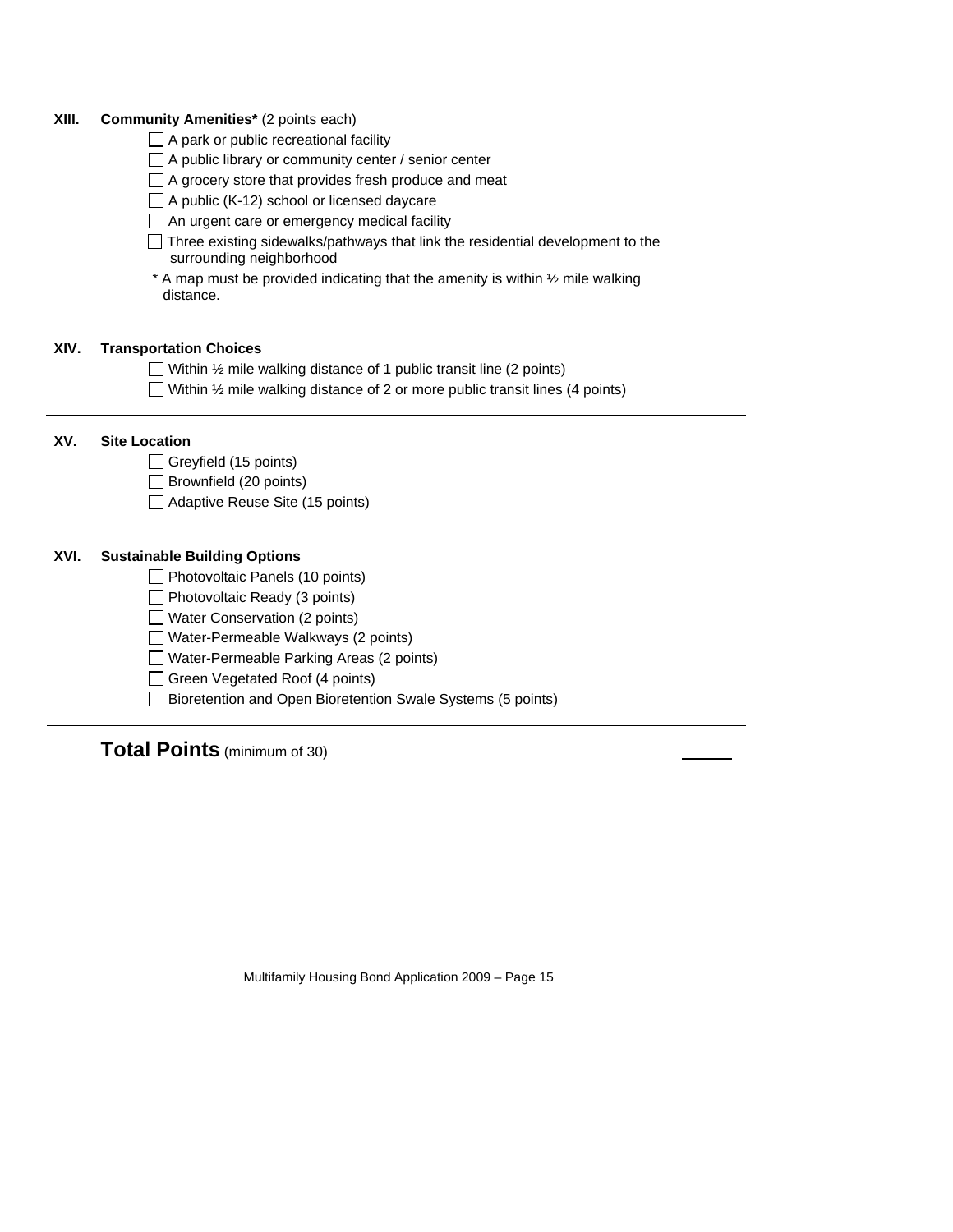---

**XIII. Community Amenities*** (2 points each)

- ☐ A park or public recreational facility
- ☐ A public library or community center / senior center
- ☐ A grocery store that provides fresh produce and meat
- ☐ A public (K-12) school or licensed daycare
- ☐ An urgent care or emergency medical facility
- ☐ Three existing sidewalks/pathways that link the residential development to the surrounding neighborhood

\* A map must be provided indicating that the amenity is within ½ mile walking distance.

---

**XIV. Transportation Choices**

- ☐ Within ½ mile walking distance of 1 public transit line (2 points)
- ☐ Within ½ mile walking distance of 2 or more public transit lines (4 points)

---

**XV. Site Location**

- ☐ Greyfield (15 points)
- ☐ Brownfield (20 points)
- ☐ Adaptive Reuse Site (15 points)

---

**XVI. Sustainable Building Options**

- ☐ Photovoltaic Panels (10 points)
- ☐ Photovoltaic Ready (3 points)
- ☐ Water Conservation (2 points)
- ☐ Water-Permeable Walkways (2 points)
- ☐ Water-Permeable Parking Areas (2 points)
- ☐ Green Vegetated Roof (4 points)
- ☐ Bioretention and Open Bioretention Swale Systems (5 points)

---

## Total Points (minimum of 30) \_\_\_\_\_\_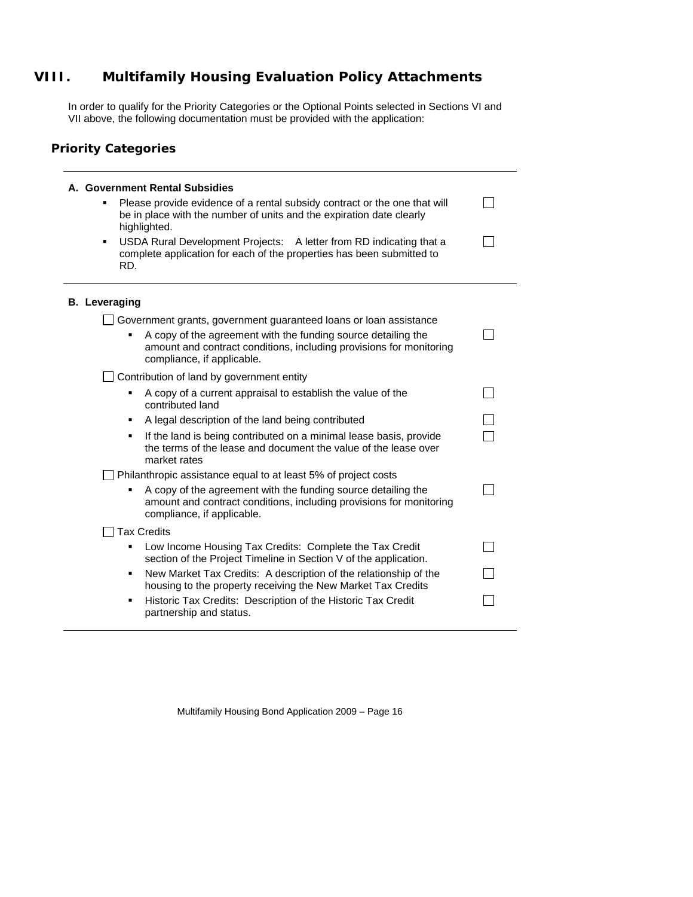# VIII. Multifamily Housing Evaluation Policy Attachments

In order to qualify for the Priority Categories or the Optional Points selected in Sections VI and VII above, the following documentation must be provided with the application:

## Priority Categories

### A. Government Rental Subsidies

- Please provide evidence of a rental subsidy contract or the one that will be in place with the number of units and the expiration date clearly highlighted. ☐
- USDA Rural Development Projects: A letter from RD indicating that a complete application for each of the properties has been submitted to RD. ☐

### B. Leveraging

☐ Government grants, government guaranteed loans or loan assistance

- A copy of the agreement with the funding source detailing the amount and contract conditions, including provisions for monitoring compliance, if applicable. ☐

☐ Contribution of land by government entity

- A copy of a current appraisal to establish the value of the contributed land ☐
- A legal description of the land being contributed ☐
- If the land is being contributed on a minimal lease basis, provide the terms of the lease and document the value of the lease over market rates ☐

☐ Philanthropic assistance equal to at least 5% of project costs

- A copy of the agreement with the funding source detailing the amount and contract conditions, including provisions for monitoring compliance, if applicable. ☐

☐ Tax Credits

- Low Income Housing Tax Credits: Complete the Tax Credit section of the Project Timeline in Section V of the application. ☐
- New Market Tax Credits: A description of the relationship of the housing to the property receiving the New Market Tax Credits ☐
- Historic Tax Credits: Description of the Historic Tax Credit partnership and status. ☐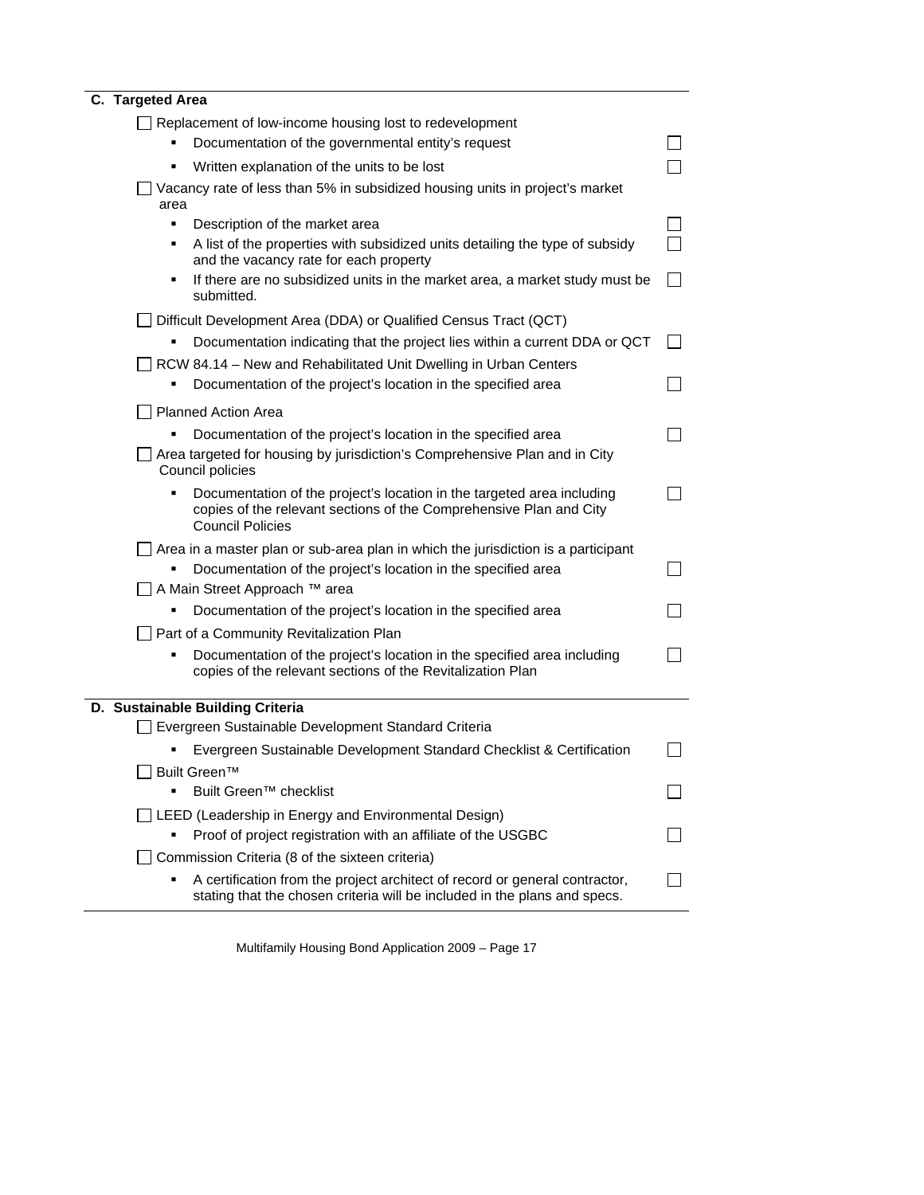## C. Targeted Area

- [ ] Replacement of low-income housing lost to redevelopment
  - Documentation of the governmental entity's request ☐
  - Written explanation of the units to be lost ☐
- [ ] Vacancy rate of less than 5% in subsidized housing units in project's market area
  - Description of the market area ☐
  - A list of the properties with subsidized units detailing the type of subsidy and the vacancy rate for each property ☐
  - If there are no subsidized units in the market area, a market study must be submitted. ☐
- [ ] Difficult Development Area (DDA) or Qualified Census Tract (QCT)
  - Documentation indicating that the project lies within a current DDA or QCT ☐
- [ ] RCW 84.14 – New and Rehabilitated Unit Dwelling in Urban Centers
  - Documentation of the project's location in the specified area ☐
- [ ] Planned Action Area
  - Documentation of the project's location in the specified area ☐
- [ ] Area targeted for housing by jurisdiction's Comprehensive Plan and in City Council policies
  - Documentation of the project's location in the targeted area including copies of the relevant sections of the Comprehensive Plan and City Council Policies ☐
- [ ] Area in a master plan or sub-area plan in which the jurisdiction is a participant
  - Documentation of the project's location in the specified area ☐
- [ ] A Main Street Approach ™ area
  - Documentation of the project's location in the specified area ☐
- [ ] Part of a Community Revitalization Plan
  - Documentation of the project's location in the specified area including copies of the relevant sections of the Revitalization Plan ☐

## D. Sustainable Building Criteria

- [ ] Evergreen Sustainable Development Standard Criteria
  - Evergreen Sustainable Development Standard Checklist & Certification ☐
- [ ] Built Green™
  - Built Green™ checklist ☐
- [ ] LEED (Leadership in Energy and Environmental Design)
  - Proof of project registration with an affiliate of the USGBC ☐
- [ ] Commission Criteria (8 of the sixteen criteria)
  - A certification from the project architect of record or general contractor, stating that the chosen criteria will be included in the plans and specs. ☐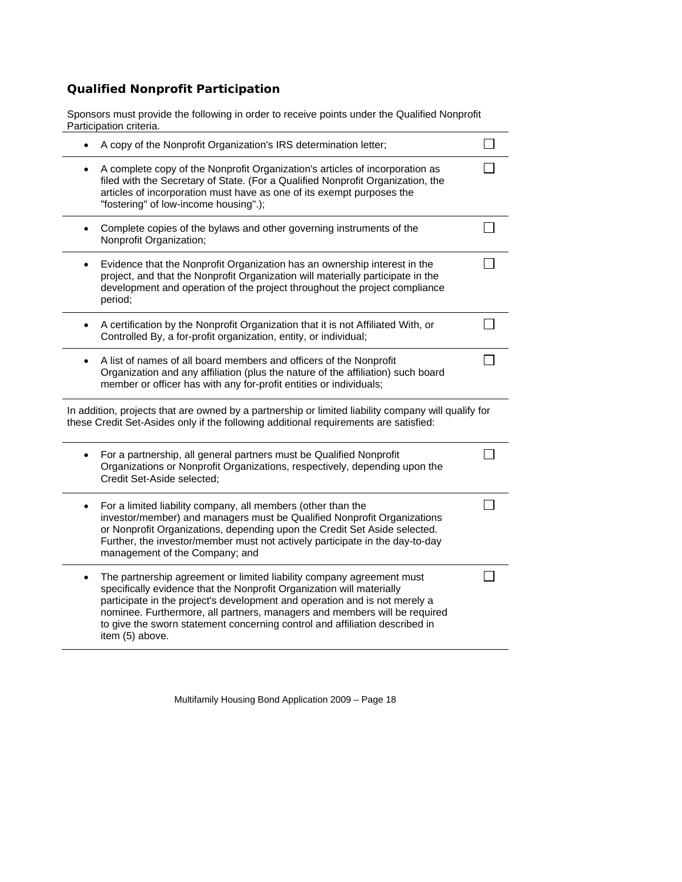### Qualified Nonprofit Participation

Sponsors must provide the following in order to receive points under the Qualified Nonprofit Participation criteria.

- A copy of the Nonprofit Organization's IRS determination letter; ☐
- A complete copy of the Nonprofit Organization's articles of incorporation as filed with the Secretary of State. (For a Qualified Nonprofit Organization, the articles of incorporation must have as one of its exempt purposes the "fostering" of low-income housing".); ☐
- Complete copies of the bylaws and other governing instruments of the Nonprofit Organization; ☐
- Evidence that the Nonprofit Organization has an ownership interest in the project, and that the Nonprofit Organization will materially participate in the development and operation of the project throughout the project compliance period; ☐
- A certification by the Nonprofit Organization that it is not Affiliated With, or Controlled By, a for-profit organization, entity, or individual; ☐
- A list of names of all board members and officers of the Nonprofit Organization and any affiliation (plus the nature of the affiliation) such board member or officer has with any for-profit entities or individuals; ☐

In addition, projects that are owned by a partnership or limited liability company will qualify for these Credit Set-Asides only if the following additional requirements are satisfied:

- For a partnership, all general partners must be Qualified Nonprofit Organizations or Nonprofit Organizations, respectively, depending upon the Credit Set-Aside selected; ☐
- For a limited liability company, all members (other than the investor/member) and managers must be Qualified Nonprofit Organizations or Nonprofit Organizations, depending upon the Credit Set Aside selected. Further, the investor/member must not actively participate in the day-to-day management of the Company; and ☐
- The partnership agreement or limited liability company agreement must specifically evidence that the Nonprofit Organization will materially participate in the project's development and operation and is not merely a nominee. Furthermore, all partners, managers and members will be required to give the sworn statement concerning control and affiliation described in item (5) above. ☐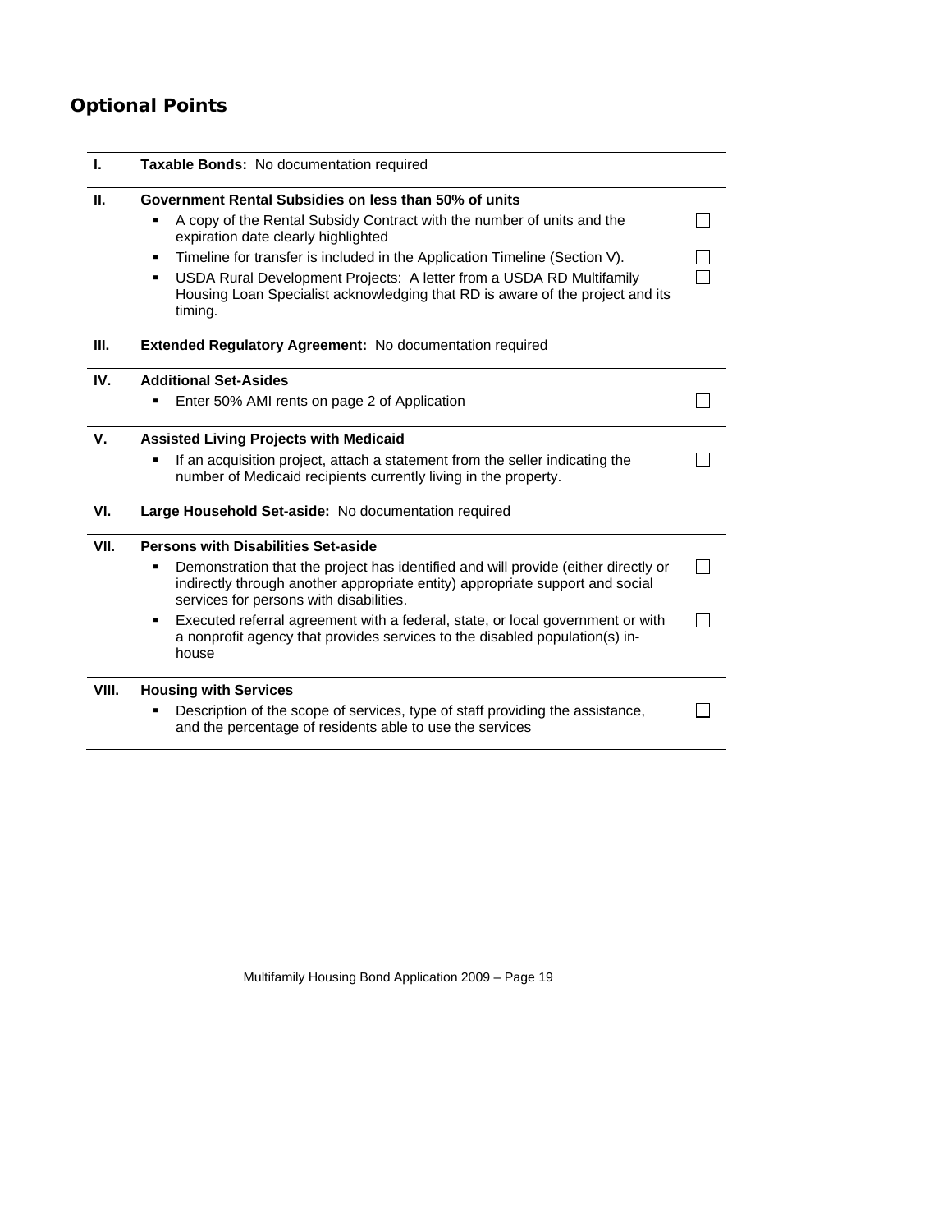## Optional Points

| | | |
|---|---|---|
| **I.** | **Taxable Bonds:** No documentation required | |
| **II.** | **Government Rental Subsidies on less than 50% of units** | |
| | ▪ A copy of the Rental Subsidy Contract with the number of units and the expiration date clearly highlighted | ☐ |
| | ▪ Timeline for transfer is included in the Application Timeline (Section V). | ☐ |
| | ▪ USDA Rural Development Projects: A letter from a USDA RD Multifamily Housing Loan Specialist acknowledging that RD is aware of the project and its timing. | ☐ |
| **III.** | **Extended Regulatory Agreement:** No documentation required | |
| **IV.** | **Additional Set-Asides** | |
| | ▪ Enter 50% AMI rents on page 2 of Application | ☐ |
| **V.** | **Assisted Living Projects with Medicaid** | |
| | ▪ If an acquisition project, attach a statement from the seller indicating the number of Medicaid recipients currently living in the property. | ☐ |
| **VI.** | **Large Household Set-aside:** No documentation required | |
| **VII.** | **Persons with Disabilities Set-aside** | |
| | ▪ Demonstration that the project has identified and will provide (either directly or indirectly through another appropriate entity) appropriate support and social services for persons with disabilities. | ☐ |
| | ▪ Executed referral agreement with a federal, state, or local government or with a nonprofit agency that provides services to the disabled population(s) in-house | ☐ |
| **VIII.** | **Housing with Services** | |
| | ▪ Description of the scope of services, type of staff providing the assistance, and the percentage of residents able to use the services | ☐ |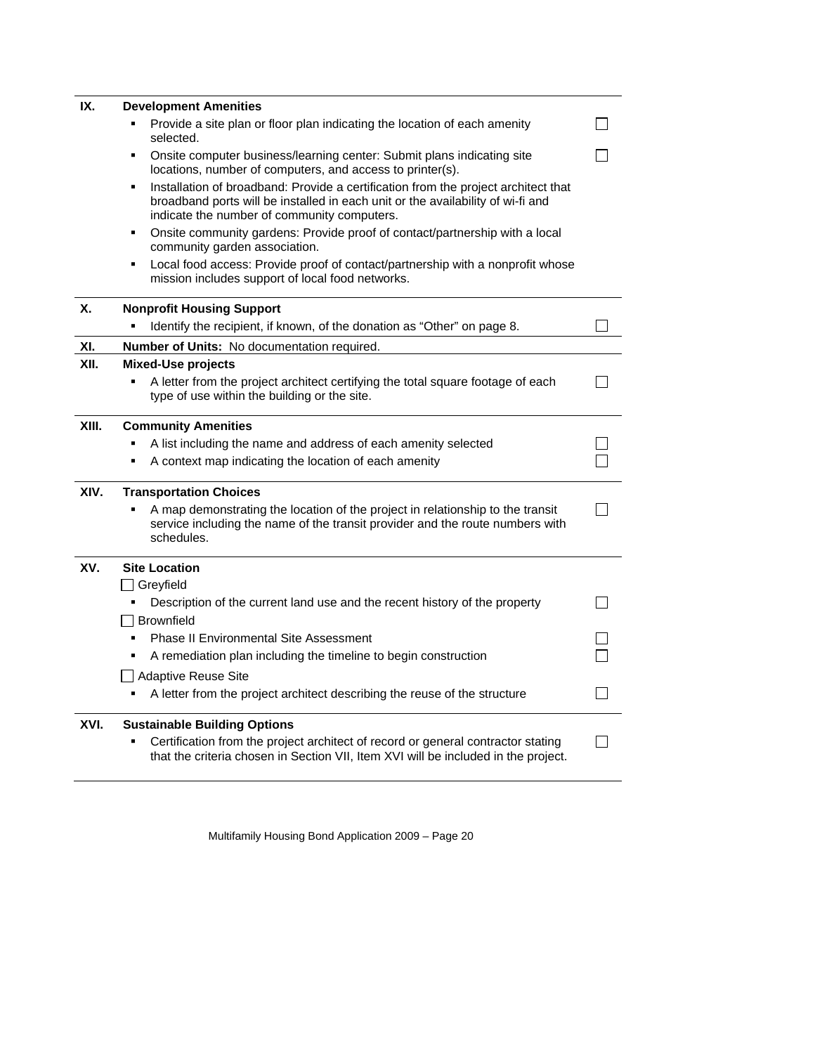| | | |
|---|---|---|
| **IX.** | **Development Amenities** | |
| | ▪ Provide a site plan or floor plan indicating the location of each amenity selected. | ☐ |
| | ▪ Onsite computer business/learning center: Submit plans indicating site locations, number of computers, and access to printer(s). | ☐ |
| | ▪ Installation of broadband: Provide a certification from the project architect that broadband ports will be installed in each unit or the availability of wi-fi and indicate the number of community computers. | |
| | ▪ Onsite community gardens: Provide proof of contact/partnership with a local community garden association. | |
| | ▪ Local food access: Provide proof of contact/partnership with a nonprofit whose mission includes support of local food networks. | |
| **X.** | **Nonprofit Housing Support** | |
| | ▪ Identify the recipient, if known, of the donation as "Other" on page 8. | ☐ |
| **XI.** | **Number of Units:** No documentation required. | |
| **XII.** | **Mixed-Use projects** | |
| | ▪ A letter from the project architect certifying the total square footage of each type of use within the building or the site. | ☐ |
| **XIII.** | **Community Amenities** | |
| | ▪ A list including the name and address of each amenity selected | ☐ |
| | ▪ A context map indicating the location of each amenity | ☐ |
| **XIV.** | **Transportation Choices** | |
| | ▪ A map demonstrating the location of the project in relationship to the transit service including the name of the transit provider and the route numbers with schedules. | ☐ |
| **XV.** | **Site Location** | |
| | ☐ Greyfield | |
| | ▪ Description of the current land use and the recent history of the property | ☐ |
| | ☐ Brownfield | |
| | ▪ Phase II Environmental Site Assessment | ☐ |
| | ▪ A remediation plan including the timeline to begin construction | ☐ |
| | ☐ Adaptive Reuse Site | |
| | ▪ A letter from the project architect describing the reuse of the structure | ☐ |
| **XVI.** | **Sustainable Building Options** | |
| | ▪ Certification from the project architect of record or general contractor stating that the criteria chosen in Section VII, Item XVI will be included in the project. | ☐ |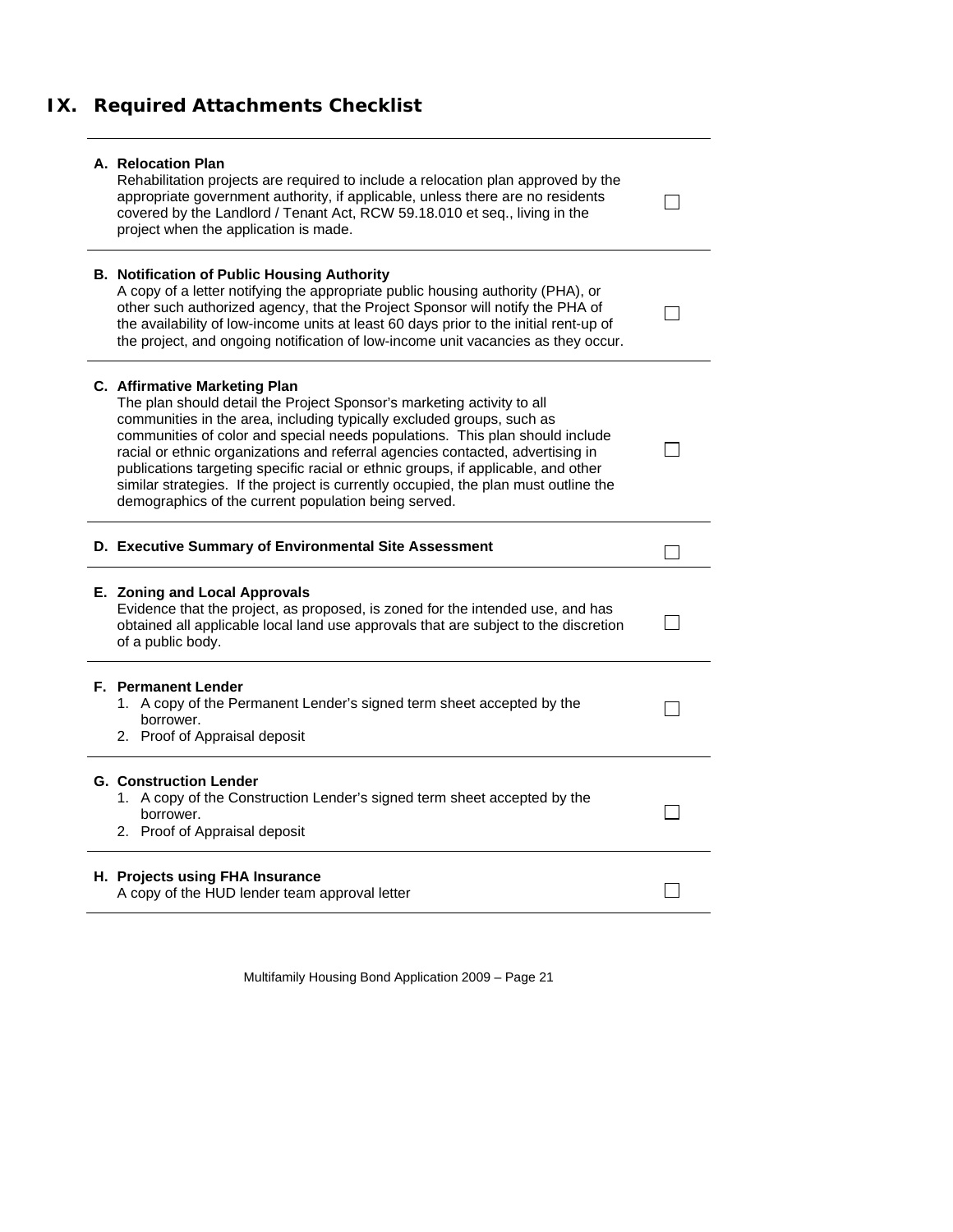# IX. Required Attachments Checklist

**A. Relocation Plan**
Rehabilitation projects are required to include a relocation plan approved by the appropriate government authority, if applicable, unless there are no residents covered by the Landlord / Tenant Act, RCW 59.18.010 et seq., living in the project when the application is made. ☐

**B. Notification of Public Housing Authority**
A copy of a letter notifying the appropriate public housing authority (PHA), or other such authorized agency, that the Project Sponsor will notify the PHA of the availability of low-income units at least 60 days prior to the initial rent-up of the project, and ongoing notification of low-income unit vacancies as they occur. ☐

**C. Affirmative Marketing Plan**
The plan should detail the Project Sponsor's marketing activity to all communities in the area, including typically excluded groups, such as communities of color and special needs populations. This plan should include racial or ethnic organizations and referral agencies contacted, advertising in publications targeting specific racial or ethnic groups, if applicable, and other similar strategies. If the project is currently occupied, the plan must outline the demographics of the current population being served. ☐

**D. Executive Summary of Environmental Site Assessment** ☐

**E. Zoning and Local Approvals**
Evidence that the project, as proposed, is zoned for the intended use, and has obtained all applicable local land use approvals that are subject to the discretion of a public body. ☐

**F. Permanent Lender** ☐
1. A copy of the Permanent Lender's signed term sheet accepted by the borrower.
2. Proof of Appraisal deposit

**G. Construction Lender** ☐
1. A copy of the Construction Lender's signed term sheet accepted by the borrower.
2. Proof of Appraisal deposit

**H. Projects using FHA Insurance**
A copy of the HUD lender team approval letter ☐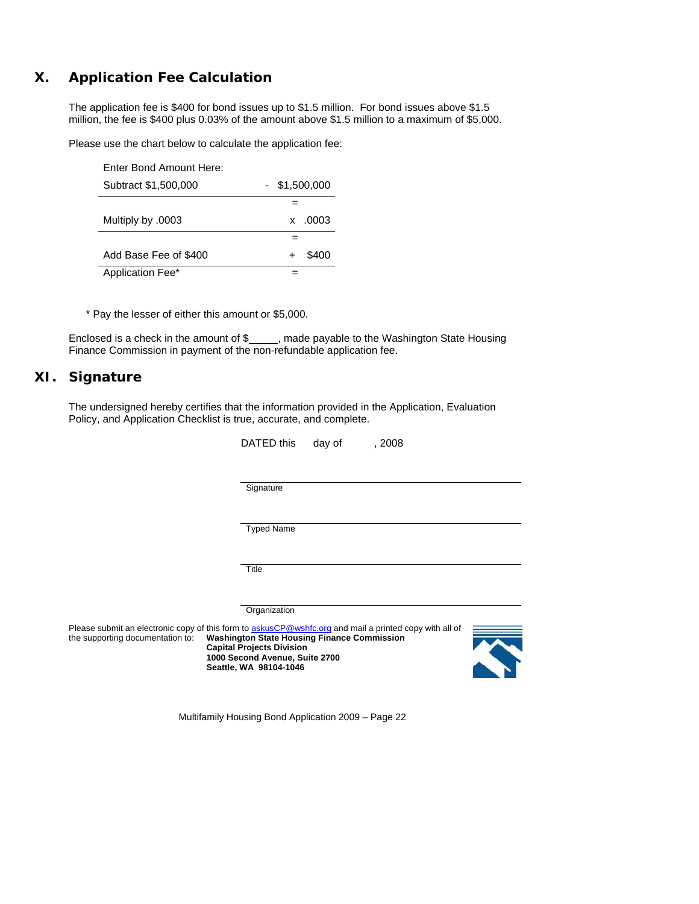## X. Application Fee Calculation

The application fee is $400 for bond issues up to $1.5 million. For bond issues above $1.5 million, the fee is $400 plus 0.03% of the amount above $1.5 million to a maximum of $5,000.

Please use the chart below to calculate the application fee:

| | |
|---|---|
| Enter Bond Amount Here: | |
| Subtract $1,500,000 | - $1,500,000 |
| | = |
| Multiply by .0003 | x .0003 |
| | = |
| Add Base Fee of $400 | + $400 |
| Application Fee* | = |

\* Pay the lesser of either this amount or $5,000.

Enclosed is a check in the amount of $_____, made payable to the Washington State Housing Finance Commission in payment of the non-refundable application fee.

## XI. Signature

The undersigned hereby certifies that the information provided in the Application, Evaluation Policy, and Application Checklist is true, accurate, and complete.

DATED this day of , 2008

Signature

Typed Name

Title

Organization

Please submit an electronic copy of this form to askusCP@wshfc.org and mail a printed copy with all of the supporting documentation to:

**Washington State Housing Finance Commission**
**Capital Projects Division**
**1000 Second Avenue, Suite 2700**
**Seattle, WA 98104-1046**